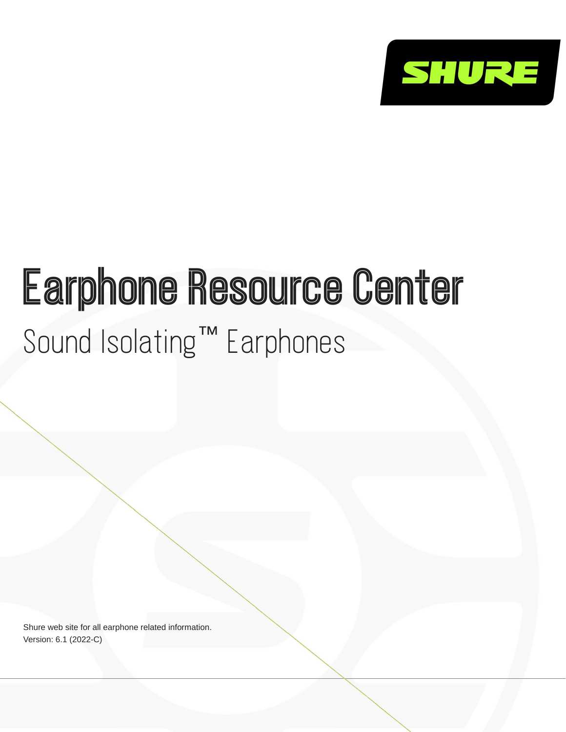SHURE

# Earphone Resource Center

## Sound Isolating™ Earphones

Shure web site for all earphone related information.
Version: 6.1 (2022-C)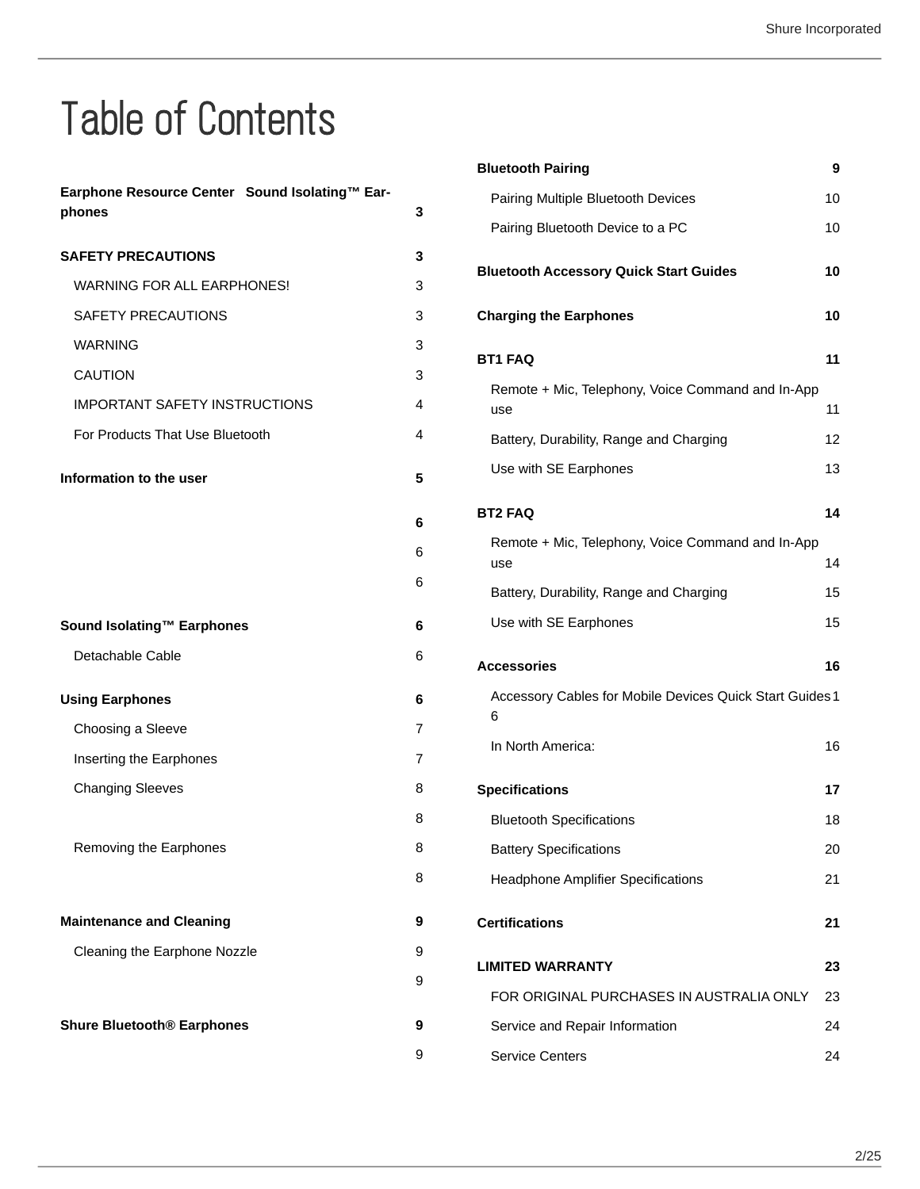# Table of Contents

**Earphone Resource Center Sound Isolating™ Earphones** 3

**SAFETY PRECAUTIONS** 3

- WARNING FOR ALL EARPHONES! 3
- SAFETY PRECAUTIONS 3
- WARNING 3
- CAUTION 3
- IMPORTANT SAFETY INSTRUCTIONS 4
- For Products That Use Bluetooth 4

**Information to the user** 5

**6**

- 6
- 6

**Sound Isolating™ Earphones** 6

- Detachable Cable 6

**Using Earphones** 6

- Choosing a Sleeve 7
- Inserting the Earphones 7
- Changing Sleeves 8
- 8
- Removing the Earphones 8
- 8

**Maintenance and Cleaning** 9

- Cleaning the Earphone Nozzle 9
- 9

**Shure Bluetooth® Earphones** 9

- 9

**Bluetooth Pairing** 9

- Pairing Multiple Bluetooth Devices 10
- Pairing Bluetooth Device to a PC 10

**Bluetooth Accessory Quick Start Guides** 10

**Charging the Earphones** 10

**BT1 FAQ** 11

- Remote + Mic, Telephony, Voice Command and In-App use 11
- Battery, Durability, Range and Charging 12
- Use with SE Earphones 13

**BT2 FAQ** 14

- Remote + Mic, Telephony, Voice Command and In-App use 14
- Battery, Durability, Range and Charging 15
- Use with SE Earphones 15

**Accessories** 16

- Accessory Cables for Mobile Devices Quick Start Guides 16
- In North America: 16

**Specifications** 17

- Bluetooth Specifications 18
- Battery Specifications 20
- Headphone Amplifier Specifications 21

**Certifications** 21

**LIMITED WARRANTY** 23

- FOR ORIGINAL PURCHASES IN AUSTRALIA ONLY 23
- Service and Repair Information 24
- Service Centers 24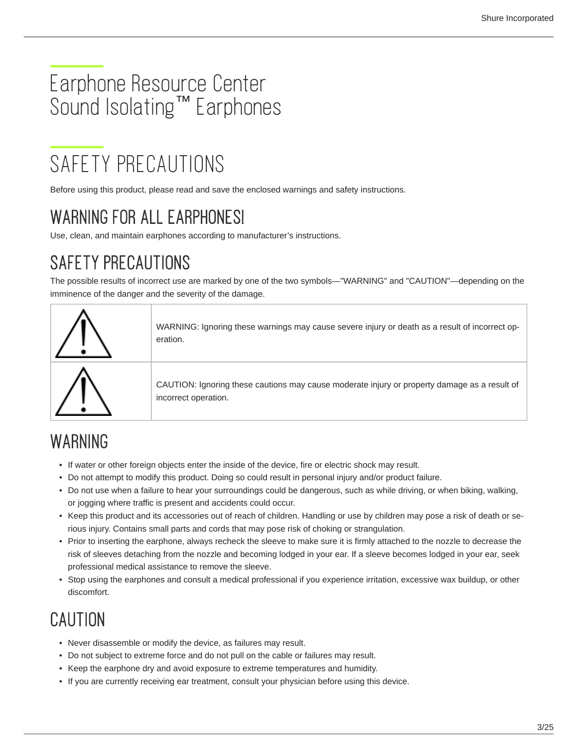# Earphone Resource Center
# Sound Isolating™ Earphones

## SAFETY PRECAUTIONS

Before using this product, please read and save the enclosed warnings and safety instructions.

### WARNING FOR ALL EARPHONES!

Use, clean, and maintain earphones according to manufacturer's instructions.

### SAFETY PRECAUTIONS

The possible results of incorrect use are marked by one of the two symbols—"WARNING" and "CAUTION"—depending on the imminence of the danger and the severity of the damage.

| | |
|---|---|
| ⚠ | WARNING: Ignoring these warnings may cause severe injury or death as a result of incorrect operation. |
| ⚠ | CAUTION: Ignoring these cautions may cause moderate injury or property damage as a result of incorrect operation. |

### WARNING

- If water or other foreign objects enter the inside of the device, fire or electric shock may result.
- Do not attempt to modify this product. Doing so could result in personal injury and/or product failure.
- Do not use when a failure to hear your surroundings could be dangerous, such as while driving, or when biking, walking, or jogging where traffic is present and accidents could occur.
- Keep this product and its accessories out of reach of children. Handling or use by children may pose a risk of death or serious injury. Contains small parts and cords that may pose risk of choking or strangulation.
- Prior to inserting the earphone, always recheck the sleeve to make sure it is firmly attached to the nozzle to decrease the risk of sleeves detaching from the nozzle and becoming lodged in your ear. If a sleeve becomes lodged in your ear, seek professional medical assistance to remove the sleeve.
- Stop using the earphones and consult a medical professional if you experience irritation, excessive wax buildup, or other discomfort.

### CAUTION

- Never disassemble or modify the device, as failures may result.
- Do not subject to extreme force and do not pull on the cable or failures may result.
- Keep the earphone dry and avoid exposure to extreme temperatures and humidity.
- If you are currently receiving ear treatment, consult your physician before using this device.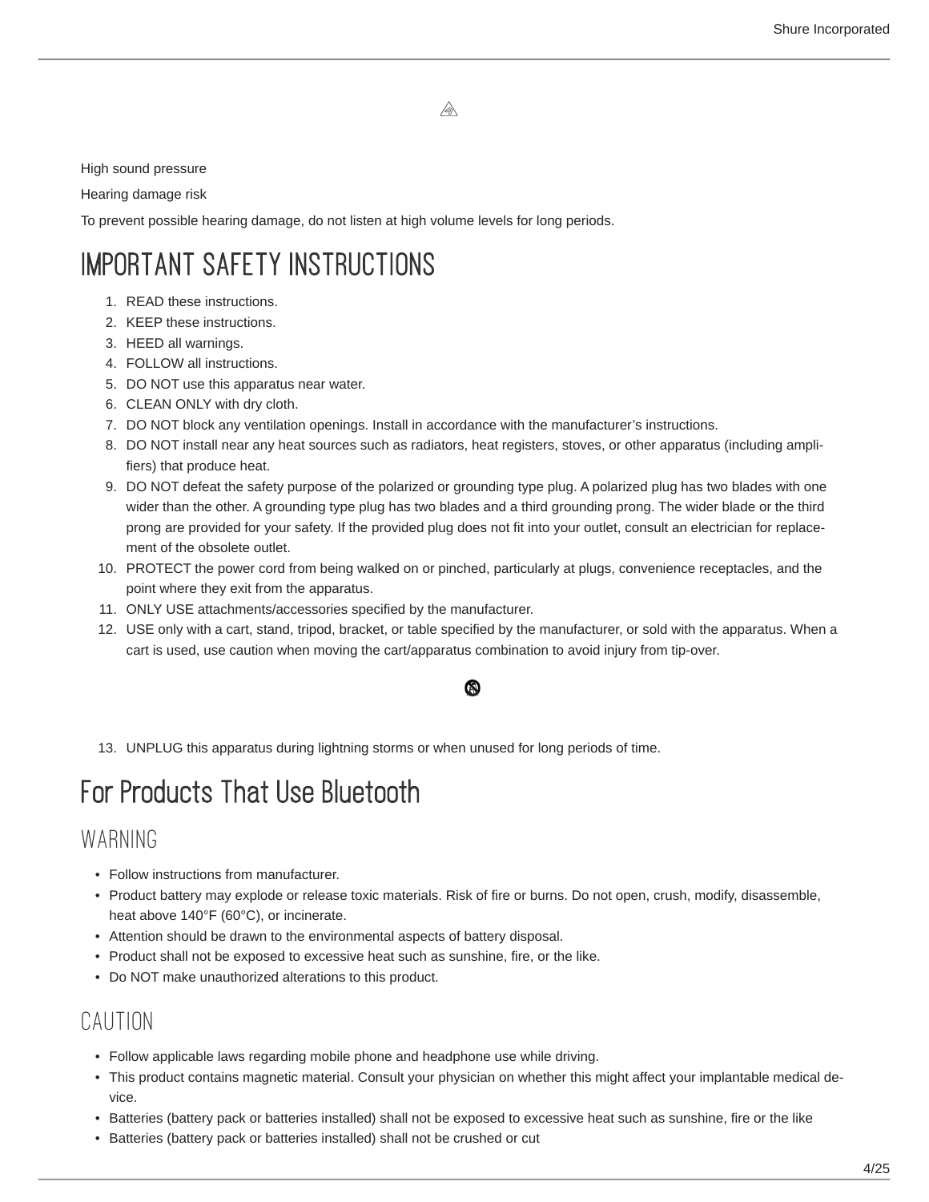High sound pressure

Hearing damage risk

To prevent possible hearing damage, do not listen at high volume levels for long periods.

# IMPORTANT SAFETY INSTRUCTIONS

1. READ these instructions.
2. KEEP these instructions.
3. HEED all warnings.
4. FOLLOW all instructions.
5. DO NOT use this apparatus near water.
6. CLEAN ONLY with dry cloth.
7. DO NOT block any ventilation openings. Install in accordance with the manufacturer's instructions.
8. DO NOT install near any heat sources such as radiators, heat registers, stoves, or other apparatus (including amplifiers) that produce heat.
9. DO NOT defeat the safety purpose of the polarized or grounding type plug. A polarized plug has two blades with one wider than the other. A grounding type plug has two blades and a third grounding prong. The wider blade or the third prong are provided for your safety. If the provided plug does not fit into your outlet, consult an electrician for replacement of the obsolete outlet.
10. PROTECT the power cord from being walked on or pinched, particularly at plugs, convenience receptacles, and the point where they exit from the apparatus.
11. ONLY USE attachments/accessories specified by the manufacturer.
12. USE only with a cart, stand, tripod, bracket, or table specified by the manufacturer, or sold with the apparatus. When a cart is used, use caution when moving the cart/apparatus combination to avoid injury from tip-over.
13. UNPLUG this apparatus during lightning storms or when unused for long periods of time.

# For Products That Use Bluetooth

## WARNING

- Follow instructions from manufacturer.
- Product battery may explode or release toxic materials. Risk of fire or burns. Do not open, crush, modify, disassemble, heat above 140°F (60°C), or incinerate.
- Attention should be drawn to the environmental aspects of battery disposal.
- Product shall not be exposed to excessive heat such as sunshine, fire, or the like.
- Do NOT make unauthorized alterations to this product.

## CAUTION

- Follow applicable laws regarding mobile phone and headphone use while driving.
- This product contains magnetic material. Consult your physician on whether this might affect your implantable medical device.
- Batteries (battery pack or batteries installed) shall not be exposed to excessive heat such as sunshine, fire or the like
- Batteries (battery pack or batteries installed) shall not be crushed or cut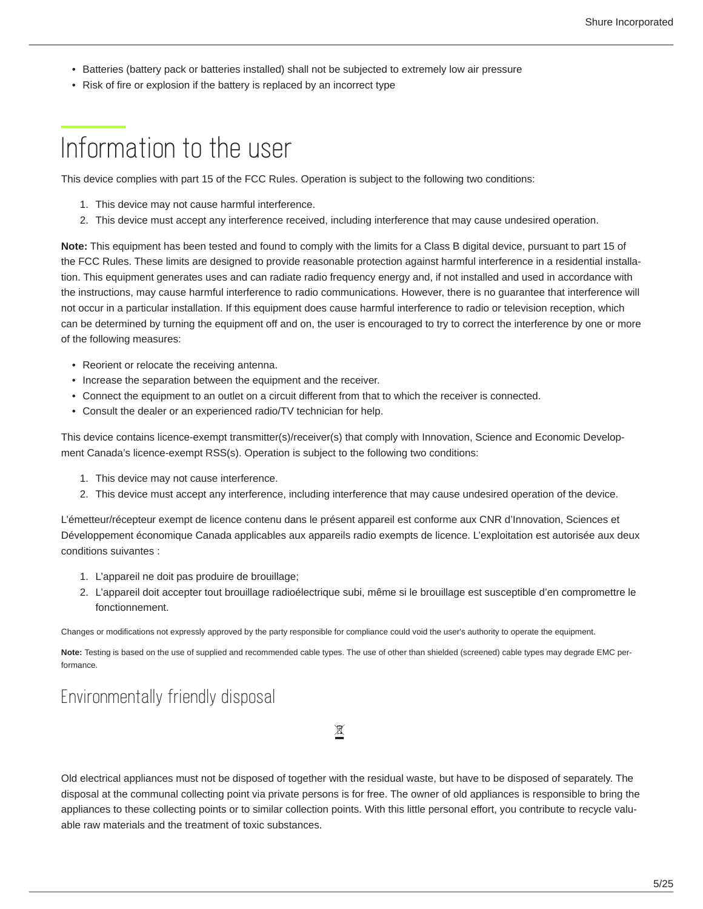- Batteries (battery pack or batteries installed) shall not be subjected to extremely low air pressure
- Risk of fire or explosion if the battery is replaced by an incorrect type

# Information to the user

This device complies with part 15 of the FCC Rules. Operation is subject to the following two conditions:

1. This device may not cause harmful interference.
2. This device must accept any interference received, including interference that may cause undesired operation.

**Note:** This equipment has been tested and found to comply with the limits for a Class B digital device, pursuant to part 15 of the FCC Rules. These limits are designed to provide reasonable protection against harmful interference in a residential installation. This equipment generates uses and can radiate radio frequency energy and, if not installed and used in accordance with the instructions, may cause harmful interference to radio communications. However, there is no guarantee that interference will not occur in a particular installation. If this equipment does cause harmful interference to radio or television reception, which can be determined by turning the equipment off and on, the user is encouraged to try to correct the interference by one or more of the following measures:

- Reorient or relocate the receiving antenna.
- Increase the separation between the equipment and the receiver.
- Connect the equipment to an outlet on a circuit different from that to which the receiver is connected.
- Consult the dealer or an experienced radio/TV technician for help.

This device contains licence-exempt transmitter(s)/receiver(s) that comply with Innovation, Science and Economic Development Canada's licence-exempt RSS(s). Operation is subject to the following two conditions:

1. This device may not cause interference.
2. This device must accept any interference, including interference that may cause undesired operation of the device.

L'émetteur/récepteur exempt de licence contenu dans le présent appareil est conforme aux CNR d'Innovation, Sciences et Développement économique Canada applicables aux appareils radio exempts de licence. L'exploitation est autorisée aux deux conditions suivantes :

1. L'appareil ne doit pas produire de brouillage;
2. L'appareil doit accepter tout brouillage radioélectrique subi, même si le brouillage est susceptible d'en compromettre le fonctionnement.

Changes or modifications not expressly approved by the party responsible for compliance could void the user's authority to operate the equipment.

**Note:** Testing is based on the use of supplied and recommended cable types. The use of other than shielded (screened) cable types may degrade EMC performance.

## Environmentally friendly disposal

Old electrical appliances must not be disposed of together with the residual waste, but have to be disposed of separately. The disposal at the communal collecting point via private persons is for free. The owner of old appliances is responsible to bring the appliances to these collecting points or to similar collection points. With this little personal effort, you contribute to recycle valuable raw materials and the treatment of toxic substances.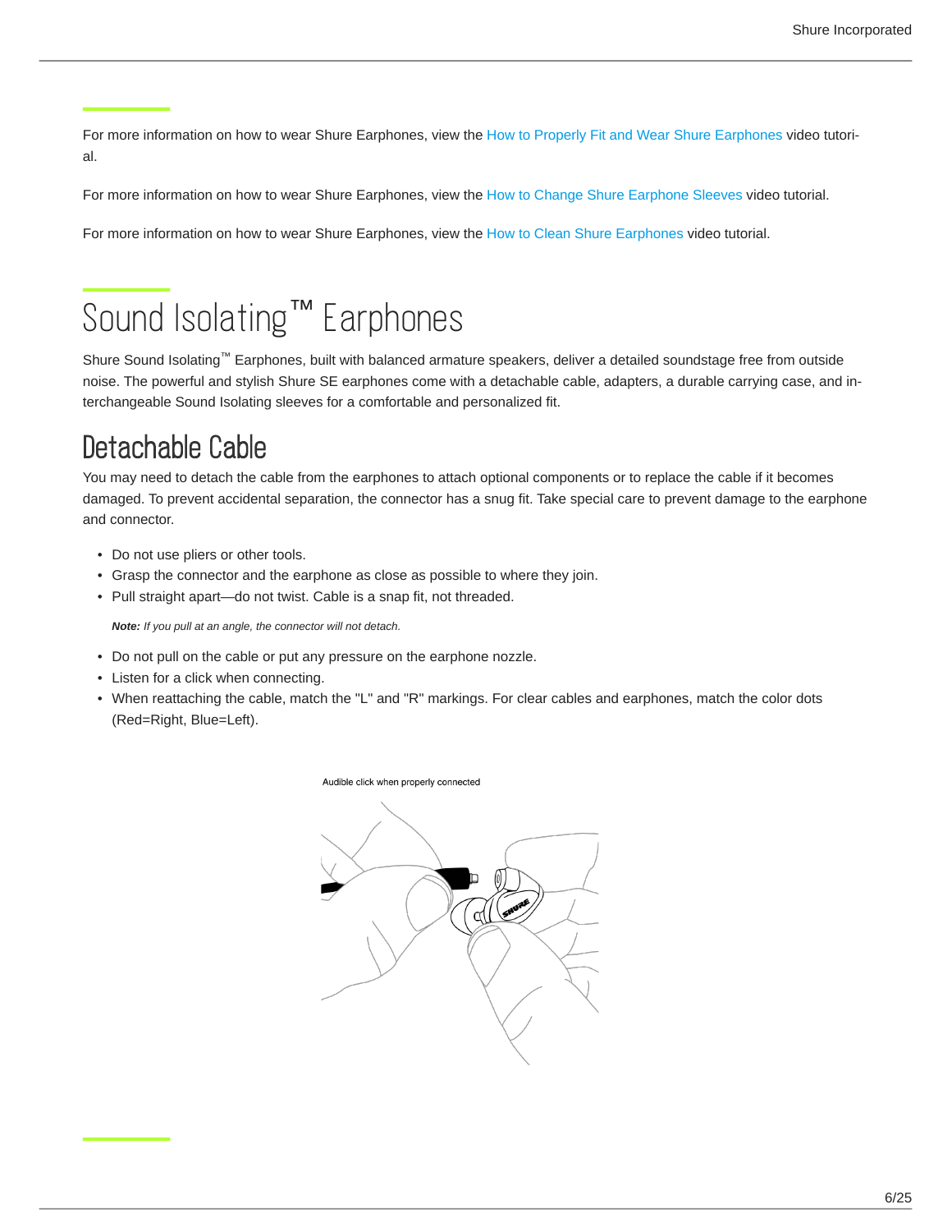For more information on how to wear Shure Earphones, view the How to Properly Fit and Wear Shure Earphones video tutorial.

For more information on how to wear Shure Earphones, view the How to Change Shure Earphone Sleeves video tutorial.

For more information on how to wear Shure Earphones, view the How to Clean Shure Earphones video tutorial.

# Sound Isolating™ Earphones

Shure Sound Isolating™ Earphones, built with balanced armature speakers, deliver a detailed soundstage free from outside noise. The powerful and stylish Shure SE earphones come with a detachable cable, adapters, a durable carrying case, and interchangeable Sound Isolating sleeves for a comfortable and personalized fit.

## Detachable Cable

You may need to detach the cable from the earphones to attach optional components or to replace the cable if it becomes damaged. To prevent accidental separation, the connector has a snug fit. Take special care to prevent damage to the earphone and connector.

- Do not use pliers or other tools.
- Grasp the connector and the earphone as close as possible to where they join.
- Pull straight apart—do not twist. Cable is a snap fit, not threaded.

  ***Note:*** *If you pull at an angle, the connector will not detach.*

- Do not pull on the cable or put any pressure on the earphone nozzle.
- Listen for a click when connecting.
- When reattaching the cable, match the "L" and "R" markings. For clear cables and earphones, match the color dots (Red=Right, Blue=Left).

Audible click when properly connected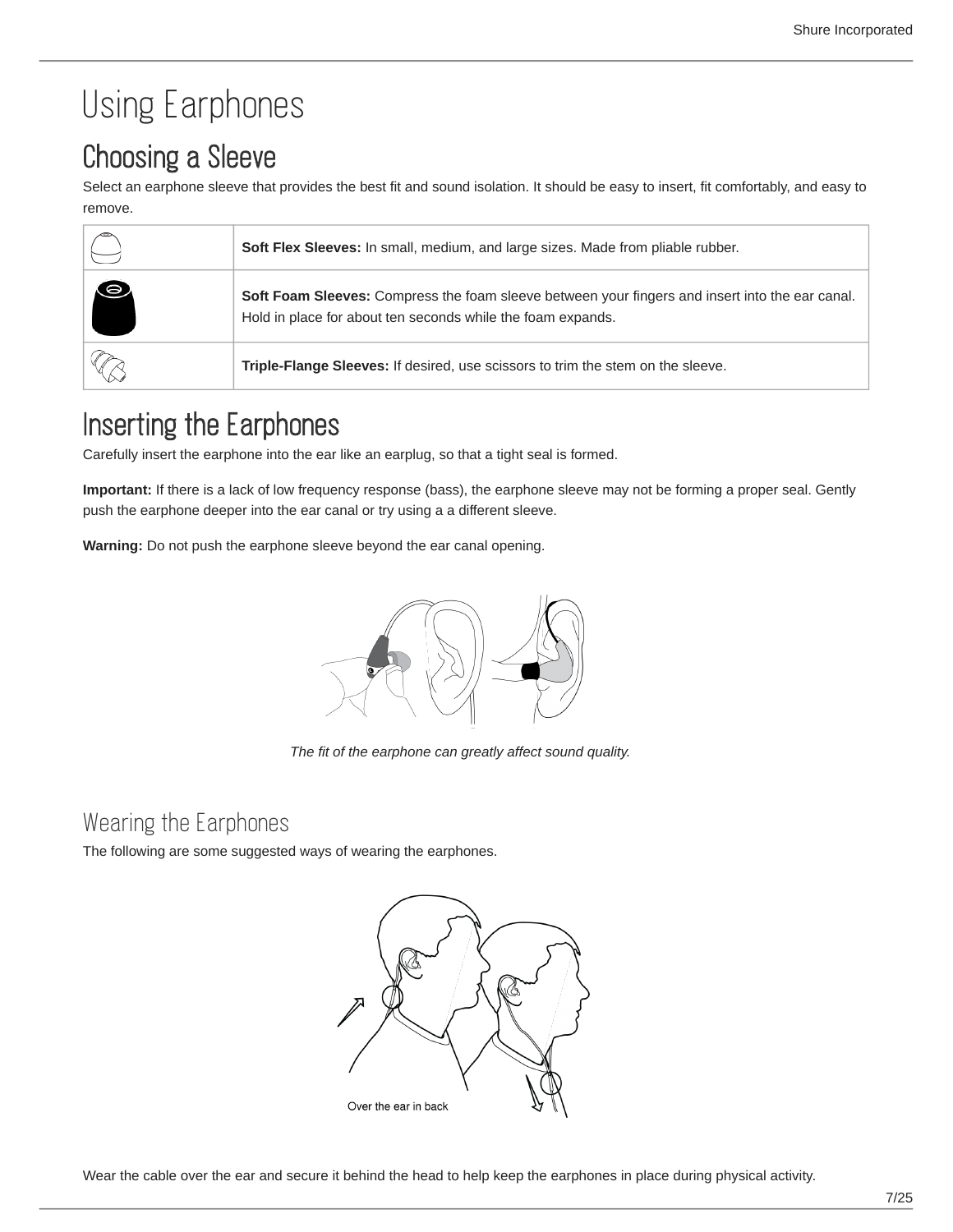# Using Earphones

## Choosing a Sleeve

Select an earphone sleeve that provides the best fit and sound isolation. It should be easy to insert, fit comfortably, and easy to remove.

| | |
|---|---|
| | **Soft Flex Sleeves:** In small, medium, and large sizes. Made from pliable rubber. |
| | **Soft Foam Sleeves:** Compress the foam sleeve between your fingers and insert into the ear canal. Hold in place for about ten seconds while the foam expands. |
| | **Triple-Flange Sleeves:** If desired, use scissors to trim the stem on the sleeve. |

## Inserting the Earphones

Carefully insert the earphone into the ear like an earplug, so that a tight seal is formed.

**Important:** If there is a lack of low frequency response (bass), the earphone sleeve may not be forming a proper seal. Gently push the earphone deeper into the ear canal or try using a a different sleeve.

**Warning:** Do not push the earphone sleeve beyond the ear canal opening.

*The fit of the earphone can greatly affect sound quality.*

### Wearing the Earphones

The following are some suggested ways of wearing the earphones.

Over the ear in back

Wear the cable over the ear and secure it behind the head to help keep the earphones in place during physical activity.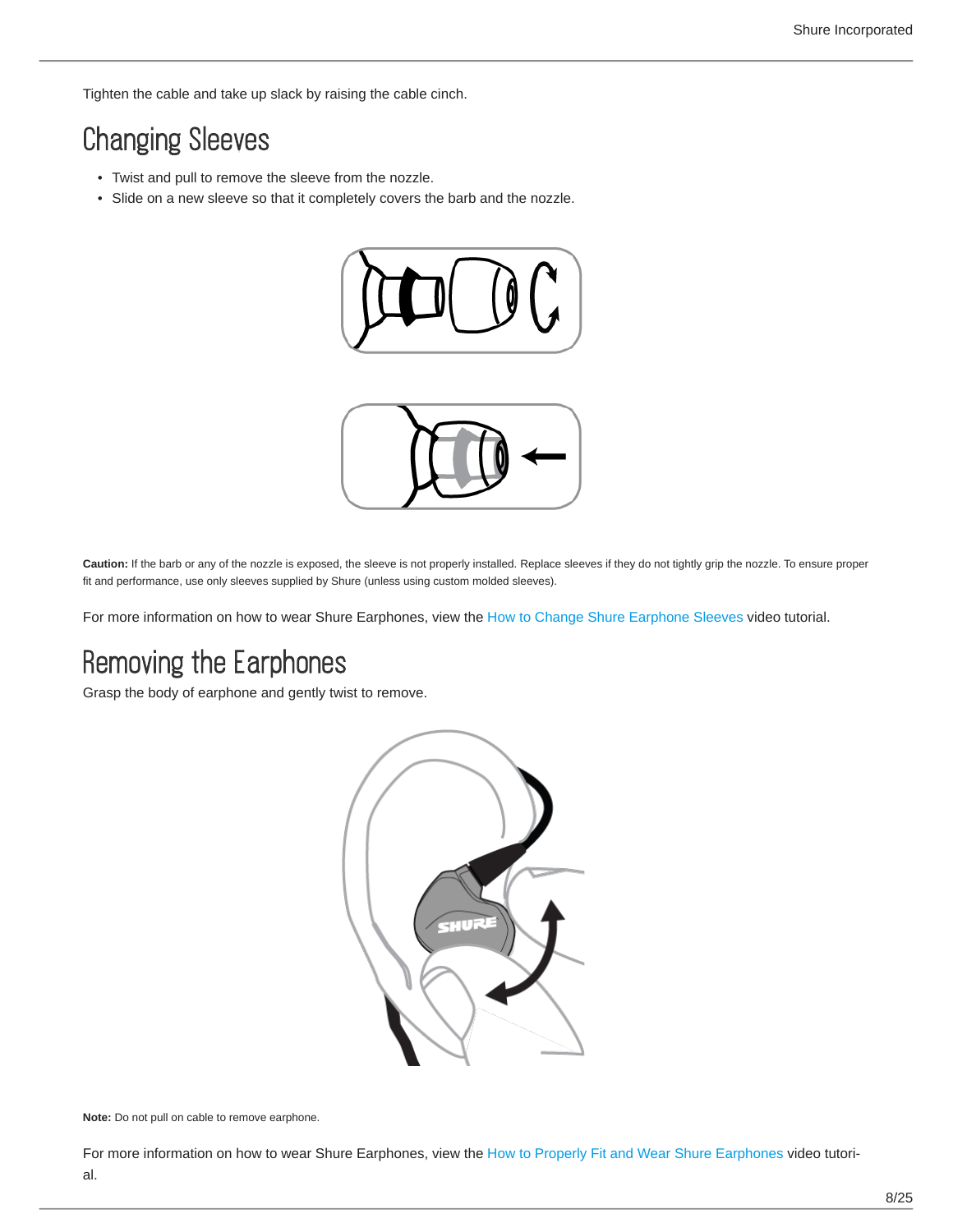Tighten the cable and take up slack by raising the cable cinch.

## Changing Sleeves

- Twist and pull to remove the sleeve from the nozzle.
- Slide on a new sleeve so that it completely covers the barb and the nozzle.

**Caution:** If the barb or any of the nozzle is exposed, the sleeve is not properly installed. Replace sleeves if they do not tightly grip the nozzle. To ensure proper fit and performance, use only sleeves supplied by Shure (unless using custom molded sleeves).

For more information on how to wear Shure Earphones, view the How to Change Shure Earphone Sleeves video tutorial.

## Removing the Earphones

Grasp the body of earphone and gently twist to remove.

**Note:** Do not pull on cable to remove earphone.

For more information on how to wear Shure Earphones, view the How to Properly Fit and Wear Shure Earphones video tutorial.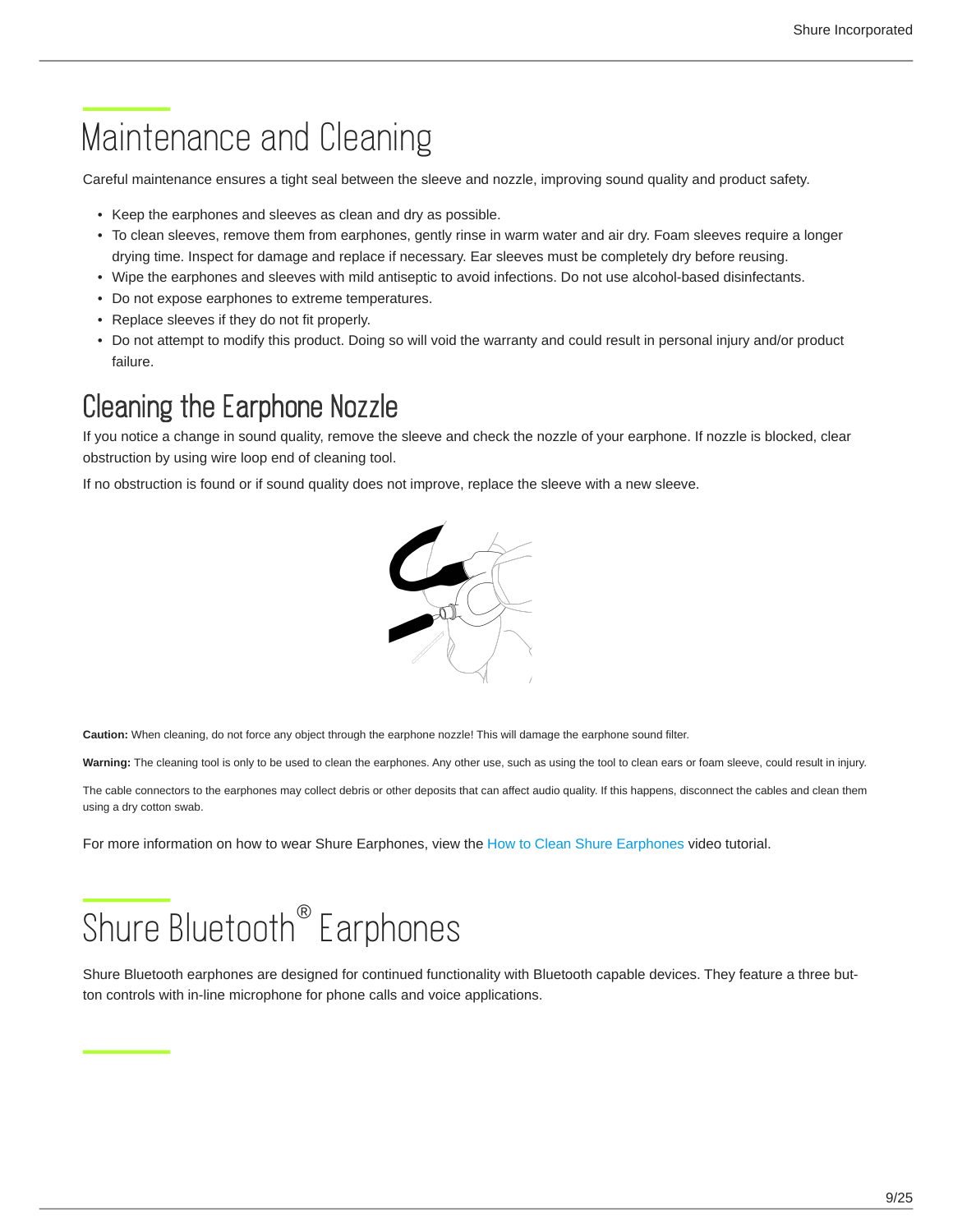# Maintenance and Cleaning

Careful maintenance ensures a tight seal between the sleeve and nozzle, improving sound quality and product safety.

- Keep the earphones and sleeves as clean and dry as possible.
- To clean sleeves, remove them from earphones, gently rinse in warm water and air dry. Foam sleeves require a longer drying time. Inspect for damage and replace if necessary. Ear sleeves must be completely dry before reusing.
- Wipe the earphones and sleeves with mild antiseptic to avoid infections. Do not use alcohol-based disinfectants.
- Do not expose earphones to extreme temperatures.
- Replace sleeves if they do not fit properly.
- Do not attempt to modify this product. Doing so will void the warranty and could result in personal injury and/or product failure.

## Cleaning the Earphone Nozzle

If you notice a change in sound quality, remove the sleeve and check the nozzle of your earphone. If nozzle is blocked, clear obstruction by using wire loop end of cleaning tool.

If no obstruction is found or if sound quality does not improve, replace the sleeve with a new sleeve.

**Caution:** When cleaning, do not force any object through the earphone nozzle! This will damage the earphone sound filter.

**Warning:** The cleaning tool is only to be used to clean the earphones. Any other use, such as using the tool to clean ears or foam sleeve, could result in injury.

The cable connectors to the earphones may collect debris or other deposits that can affect audio quality. If this happens, disconnect the cables and clean them using a dry cotton swab.

For more information on how to wear Shure Earphones, view the How to Clean Shure Earphones video tutorial.

# Shure Bluetooth® Earphones

Shure Bluetooth earphones are designed for continued functionality with Bluetooth capable devices. They feature a three button controls with in-line microphone for phone calls and voice applications.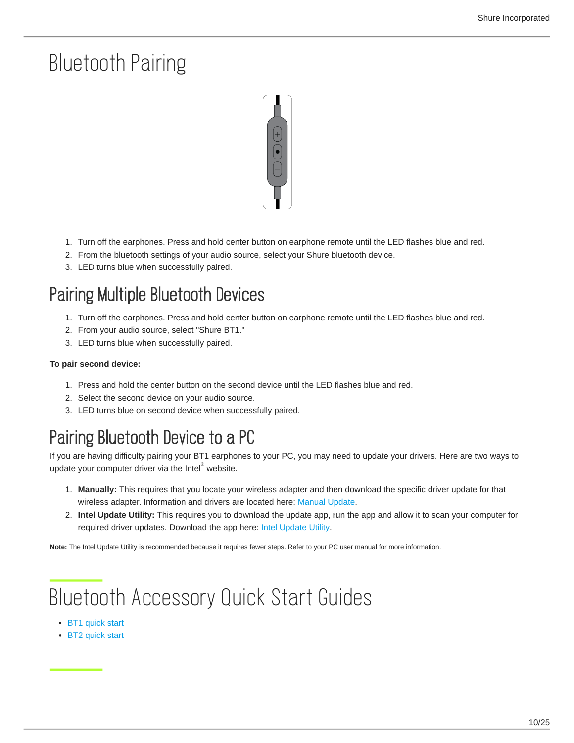# Bluetooth Pairing

1. Turn off the earphones. Press and hold center button on earphone remote until the LED flashes blue and red.
2. From the bluetooth settings of your audio source, select your Shure bluetooth device.
3. LED turns blue when successfully paired.

## Pairing Multiple Bluetooth Devices

1. Turn off the earphones. Press and hold center button on earphone remote until the LED flashes blue and red.
2. From your audio source, select "Shure BT1."
3. LED turns blue when successfully paired.

**To pair second device:**

1. Press and hold the center button on the second device until the LED flashes blue and red.
2. Select the second device on your audio source.
3. LED turns blue on second device when successfully paired.

## Pairing Bluetooth Device to a PC

If you are having difficulty pairing your BT1 earphones to your PC, you may need to update your drivers. Here are two ways to update your computer driver via the Intel® website.

1. **Manually:** This requires that you locate your wireless adapter and then download the specific driver update for that wireless adapter. Information and drivers are located here: Manual Update.
2. **Intel Update Utility:** This requires you to download the update app, run the app and allow it to scan your computer for required driver updates. Download the app here: Intel Update Utility.

**Note:** The Intel Update Utility is recommended because it requires fewer steps. Refer to your PC user manual for more information.

# Bluetooth Accessory Quick Start Guides

- BT1 quick start
- BT2 quick start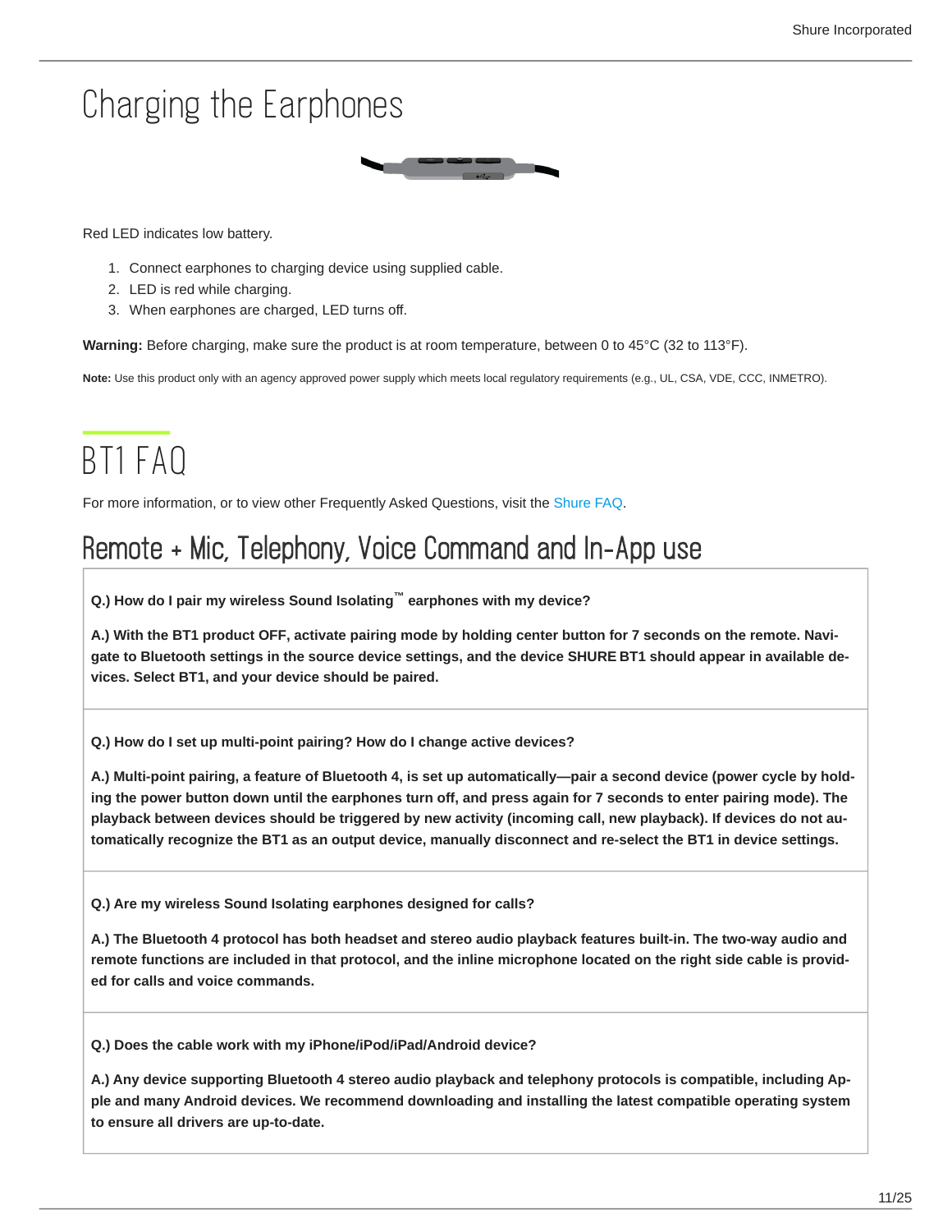# Charging the Earphones

Red LED indicates low battery.

1. Connect earphones to charging device using supplied cable.
2. LED is red while charging.
3. When earphones are charged, LED turns off.

**Warning:** Before charging, make sure the product is at room temperature, between 0 to 45°C (32 to 113°F).

**Note:** Use this product only with an agency approved power supply which meets local regulatory requirements (e.g., UL, CSA, VDE, CCC, INMETRO).

# BT1 FAQ

For more information, or to view other Frequently Asked Questions, visit the Shure FAQ.

## Remote + Mic, Telephony, Voice Command and In-App use

**Q.) How do I pair my wireless Sound Isolating™ earphones with my device?**

**A.) With the BT1 product OFF, activate pairing mode by holding center button for 7 seconds on the remote. Navigate to Bluetooth settings in the source device settings, and the device SHURE BT1 should appear in available devices. Select BT1, and your device should be paired.**

**Q.) How do I set up multi-point pairing? How do I change active devices?**

**A.) Multi-point pairing, a feature of Bluetooth 4, is set up automatically—pair a second device (power cycle by holding the power button down until the earphones turn off, and press again for 7 seconds to enter pairing mode). The playback between devices should be triggered by new activity (incoming call, new playback). If devices do not automatically recognize the BT1 as an output device, manually disconnect and re-select the BT1 in device settings.**

**Q.) Are my wireless Sound Isolating earphones designed for calls?**

**A.) The Bluetooth 4 protocol has both headset and stereo audio playback features built-in. The two-way audio and remote functions are included in that protocol, and the inline microphone located on the right side cable is provided for calls and voice commands.**

**Q.) Does the cable work with my iPhone/iPod/iPad/Android device?**

**A.) Any device supporting Bluetooth 4 stereo audio playback and telephony protocols is compatible, including Apple and many Android devices. We recommend downloading and installing the latest compatible operating system to ensure all drivers are up-to-date.**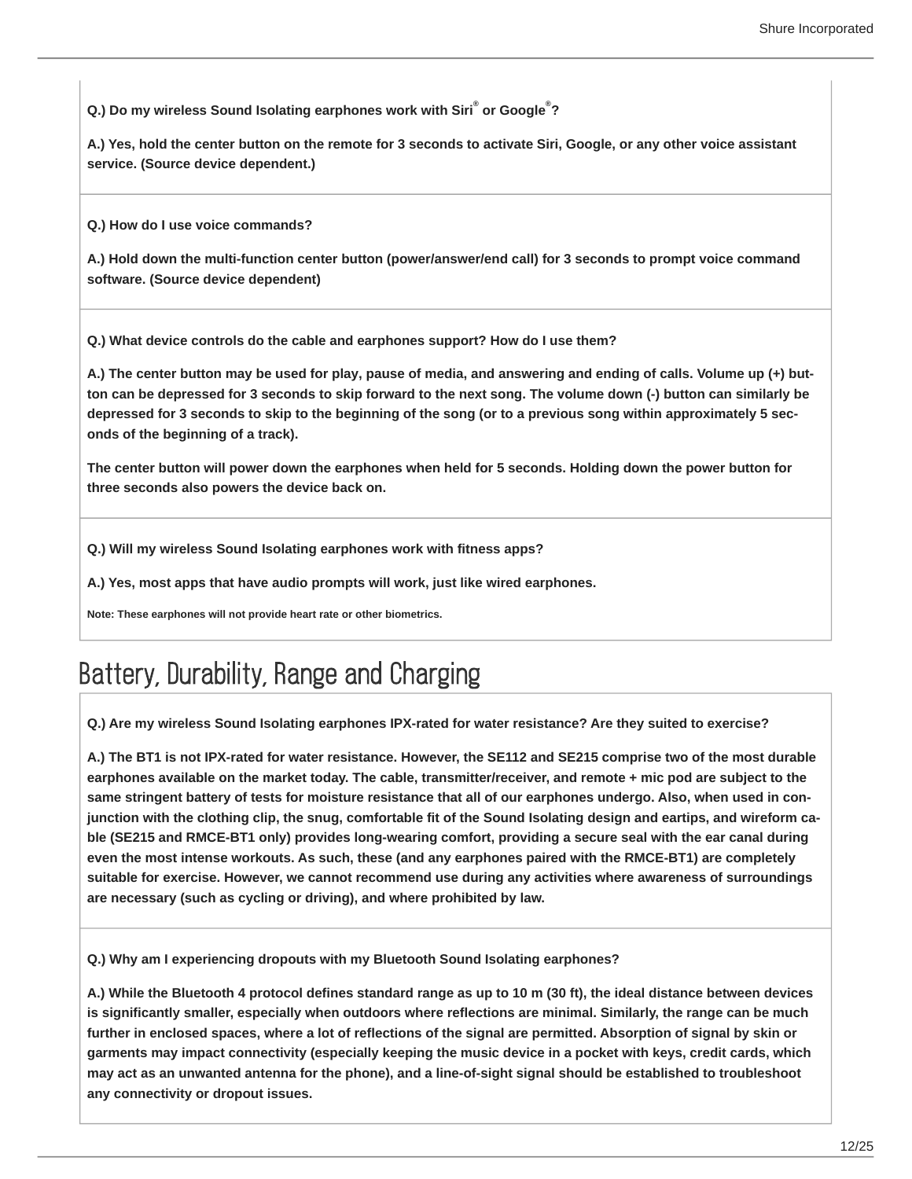**Q.) Do my wireless Sound Isolating earphones work with Siri® or Google®?**

**A.) Yes, hold the center button on the remote for 3 seconds to activate Siri, Google, or any other voice assistant service. (Source device dependent.)**

**Q.) How do I use voice commands?**

**A.) Hold down the multi-function center button (power/answer/end call) for 3 seconds to prompt voice command software. (Source device dependent)**

**Q.) What device controls do the cable and earphones support? How do I use them?**

**A.) The center button may be used for play, pause of media, and answering and ending of calls. Volume up (+) button can be depressed for 3 seconds to skip forward to the next song. The volume down (-) button can similarly be depressed for 3 seconds to skip to the beginning of the song (or to a previous song within approximately 5 seconds of the beginning of a track).**

**The center button will power down the earphones when held for 5 seconds. Holding down the power button for three seconds also powers the device back on.**

**Q.) Will my wireless Sound Isolating earphones work with fitness apps?**

**A.) Yes, most apps that have audio prompts will work, just like wired earphones.**

**Note: These earphones will not provide heart rate or other biometrics.**

## Battery, Durability, Range and Charging

**Q.) Are my wireless Sound Isolating earphones IPX-rated for water resistance? Are they suited to exercise?**

**A.) The BT1 is not IPX-rated for water resistance. However, the SE112 and SE215 comprise two of the most durable earphones available on the market today. The cable, transmitter/receiver, and remote + mic pod are subject to the same stringent battery of tests for moisture resistance that all of our earphones undergo. Also, when used in conjunction with the clothing clip, the snug, comfortable fit of the Sound Isolating design and eartips, and wireform cable (SE215 and RMCE-BT1 only) provides long-wearing comfort, providing a secure seal with the ear canal during even the most intense workouts. As such, these (and any earphones paired with the RMCE-BT1) are completely suitable for exercise. However, we cannot recommend use during any activities where awareness of surroundings are necessary (such as cycling or driving), and where prohibited by law.**

**Q.) Why am I experiencing dropouts with my Bluetooth Sound Isolating earphones?**

**A.) While the Bluetooth 4 protocol defines standard range as up to 10 m (30 ft), the ideal distance between devices is significantly smaller, especially when outdoors where reflections are minimal. Similarly, the range can be much further in enclosed spaces, where a lot of reflections of the signal are permitted. Absorption of signal by skin or garments may impact connectivity (especially keeping the music device in a pocket with keys, credit cards, which may act as an unwanted antenna for the phone), and a line-of-sight signal should be established to troubleshoot any connectivity or dropout issues.**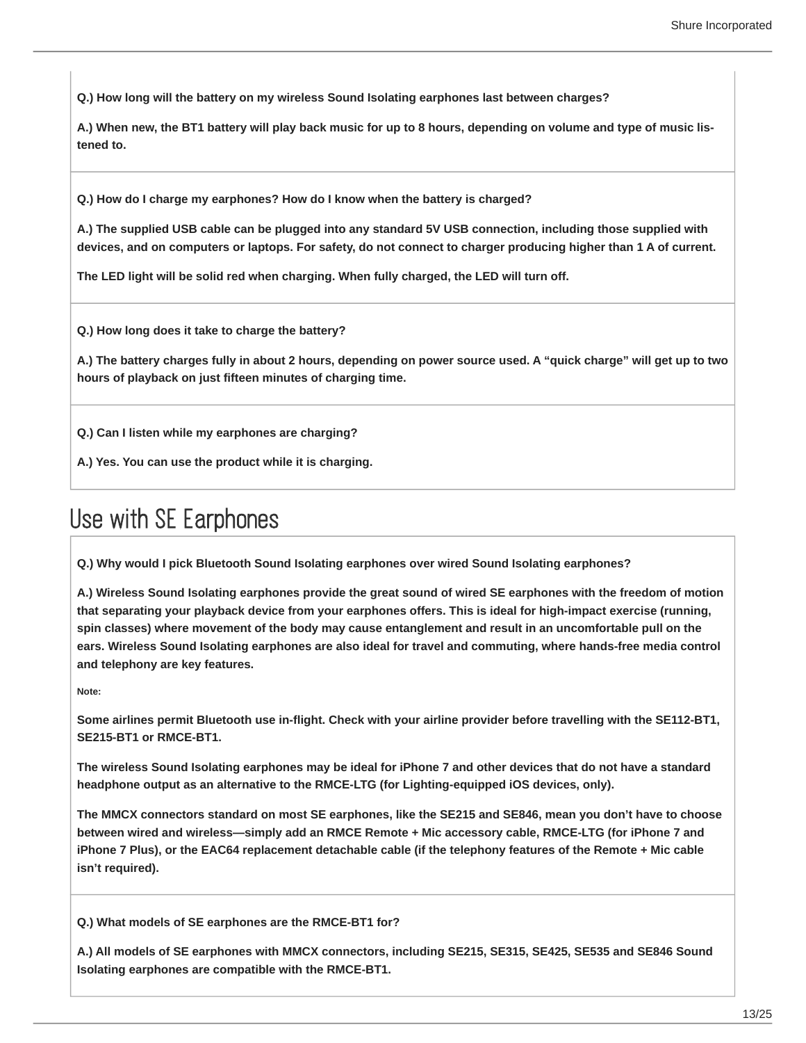**Q.) How long will the battery on my wireless Sound Isolating earphones last between charges?**

**A.) When new, the BT1 battery will play back music for up to 8 hours, depending on volume and type of music listened to.**

**Q.) How do I charge my earphones? How do I know when the battery is charged?**

**A.) The supplied USB cable can be plugged into any standard 5V USB connection, including those supplied with devices, and on computers or laptops. For safety, do not connect to charger producing higher than 1 A of current.**

**The LED light will be solid red when charging. When fully charged, the LED will turn off.**

**Q.) How long does it take to charge the battery?**

**A.) The battery charges fully in about 2 hours, depending on power source used. A "quick charge" will get up to two hours of playback on just fifteen minutes of charging time.**

**Q.) Can I listen while my earphones are charging?**

**A.) Yes. You can use the product while it is charging.**

## Use with SE Earphones

**Q.) Why would I pick Bluetooth Sound Isolating earphones over wired Sound Isolating earphones?**

**A.) Wireless Sound Isolating earphones provide the great sound of wired SE earphones with the freedom of motion that separating your playback device from your earphones offers. This is ideal for high-impact exercise (running, spin classes) where movement of the body may cause entanglement and result in an uncomfortable pull on the ears. Wireless Sound Isolating earphones are also ideal for travel and commuting, where hands-free media control and telephony are key features.**

**Note:**

**Some airlines permit Bluetooth use in-flight. Check with your airline provider before travelling with the SE112-BT1, SE215-BT1 or RMCE-BT1.**

**The wireless Sound Isolating earphones may be ideal for iPhone 7 and other devices that do not have a standard headphone output as an alternative to the RMCE-LTG (for Lighting-equipped iOS devices, only).**

**The MMCX connectors standard on most SE earphones, like the SE215 and SE846, mean you don't have to choose between wired and wireless—simply add an RMCE Remote + Mic accessory cable, RMCE-LTG (for iPhone 7 and iPhone 7 Plus), or the EAC64 replacement detachable cable (if the telephony features of the Remote + Mic cable isn't required).**

**Q.) What models of SE earphones are the RMCE-BT1 for?**

**A.) All models of SE earphones with MMCX connectors, including SE215, SE315, SE425, SE535 and SE846 Sound Isolating earphones are compatible with the RMCE-BT1.**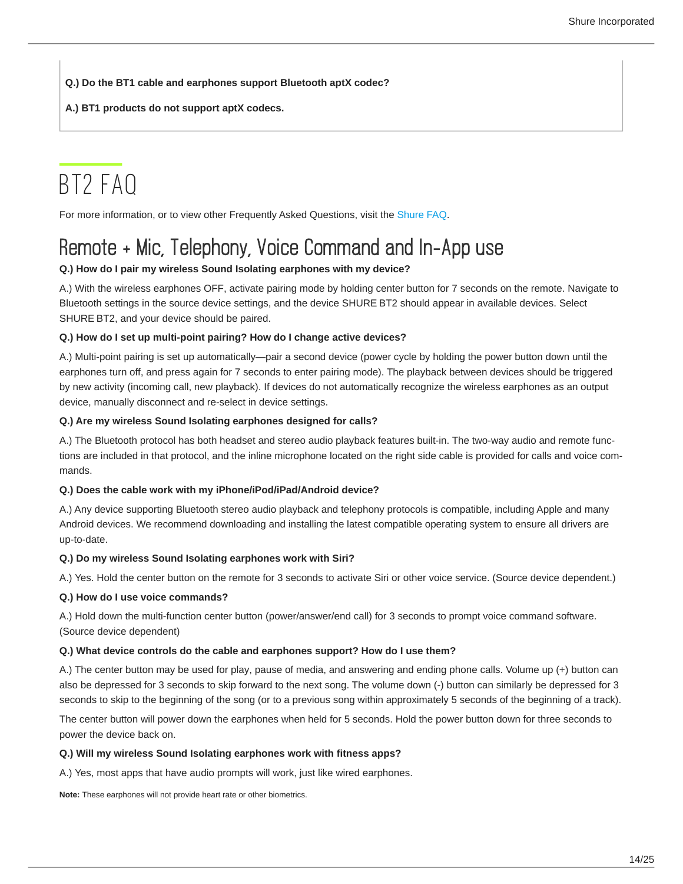**Q.) Do the BT1 cable and earphones support Bluetooth aptX codec?**

**A.) BT1 products do not support aptX codecs.**

# BT2 FAQ

For more information, or to view other Frequently Asked Questions, visit the Shure FAQ.

## Remote + Mic, Telephony, Voice Command and In-App use

**Q.) How do I pair my wireless Sound Isolating earphones with my device?**

A.) With the wireless earphones OFF, activate pairing mode by holding center button for 7 seconds on the remote. Navigate to Bluetooth settings in the source device settings, and the device SHURE BT2 should appear in available devices. Select SHURE BT2, and your device should be paired.

**Q.) How do I set up multi-point pairing? How do I change active devices?**

A.) Multi-point pairing is set up automatically—pair a second device (power cycle by holding the power button down until the earphones turn off, and press again for 7 seconds to enter pairing mode). The playback between devices should be triggered by new activity (incoming call, new playback). If devices do not automatically recognize the wireless earphones as an output device, manually disconnect and re-select in device settings.

**Q.) Are my wireless Sound Isolating earphones designed for calls?**

A.) The Bluetooth protocol has both headset and stereo audio playback features built-in. The two-way audio and remote functions are included in that protocol, and the inline microphone located on the right side cable is provided for calls and voice commands.

**Q.) Does the cable work with my iPhone/iPod/iPad/Android device?**

A.) Any device supporting Bluetooth stereo audio playback and telephony protocols is compatible, including Apple and many Android devices. We recommend downloading and installing the latest compatible operating system to ensure all drivers are up-to-date.

**Q.) Do my wireless Sound Isolating earphones work with Siri?**

A.) Yes. Hold the center button on the remote for 3 seconds to activate Siri or other voice service. (Source device dependent.)

**Q.) How do I use voice commands?**

A.) Hold down the multi-function center button (power/answer/end call) for 3 seconds to prompt voice command software. (Source device dependent)

**Q.) What device controls do the cable and earphones support? How do I use them?**

A.) The center button may be used for play, pause of media, and answering and ending phone calls. Volume up (+) button can also be depressed for 3 seconds to skip forward to the next song. The volume down (-) button can similarly be depressed for 3 seconds to skip to the beginning of the song (or to a previous song within approximately 5 seconds of the beginning of a track).

The center button will power down the earphones when held for 5 seconds. Hold the power button down for three seconds to power the device back on.

**Q.) Will my wireless Sound Isolating earphones work with fitness apps?**

A.) Yes, most apps that have audio prompts will work, just like wired earphones.

**Note:** These earphones will not provide heart rate or other biometrics.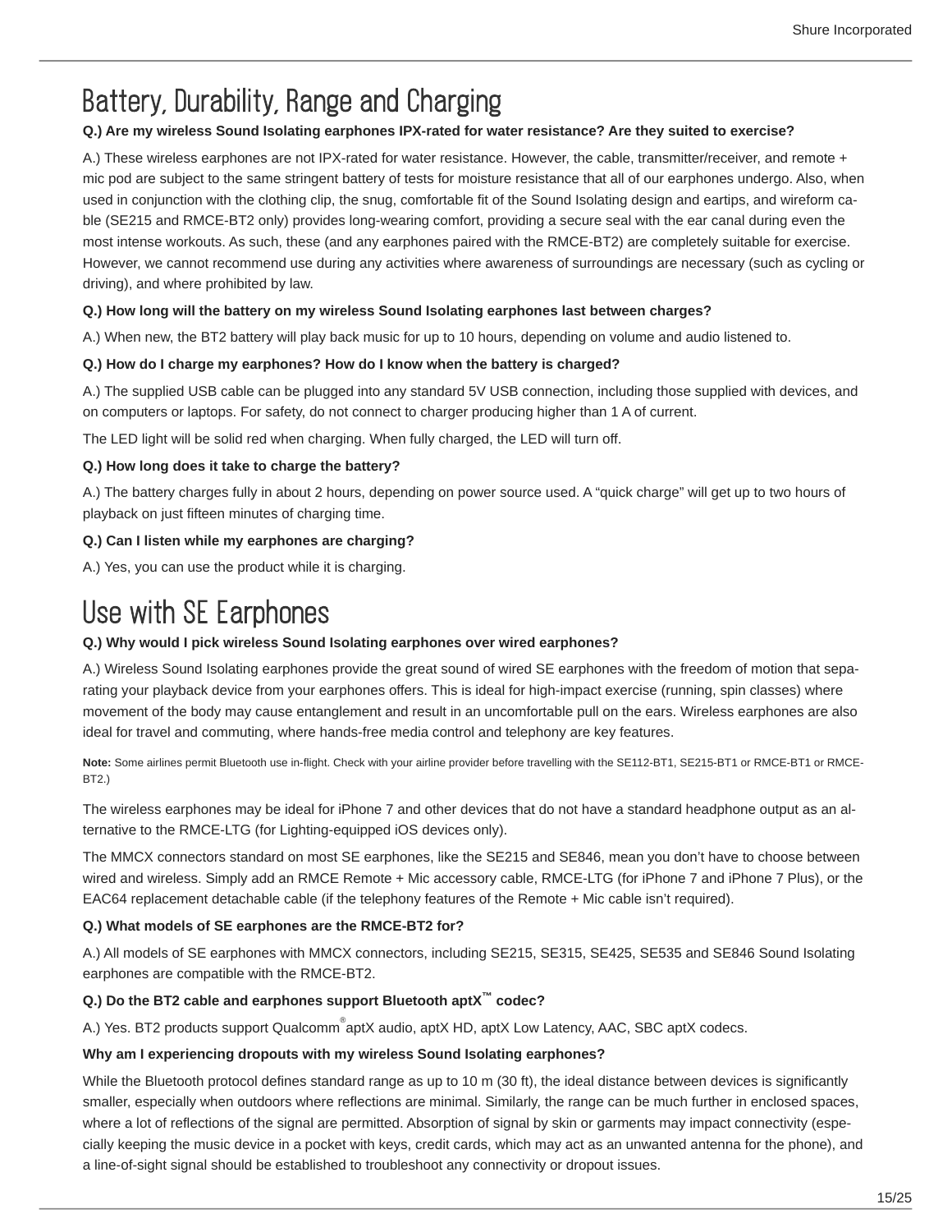## Battery, Durability, Range and Charging

**Q.) Are my wireless Sound Isolating earphones IPX-rated for water resistance? Are they suited to exercise?**

A.) These wireless earphones are not IPX-rated for water resistance. However, the cable, transmitter/receiver, and remote + mic pod are subject to the same stringent battery of tests for moisture resistance that all of our earphones undergo. Also, when used in conjunction with the clothing clip, the snug, comfortable fit of the Sound Isolating design and eartips, and wireform cable (SE215 and RMCE-BT2 only) provides long-wearing comfort, providing a secure seal with the ear canal during even the most intense workouts. As such, these (and any earphones paired with the RMCE-BT2) are completely suitable for exercise. However, we cannot recommend use during any activities where awareness of surroundings are necessary (such as cycling or driving), and where prohibited by law.

**Q.) How long will the battery on my wireless Sound Isolating earphones last between charges?**

A.) When new, the BT2 battery will play back music for up to 10 hours, depending on volume and audio listened to.

**Q.) How do I charge my earphones? How do I know when the battery is charged?**

A.) The supplied USB cable can be plugged into any standard 5V USB connection, including those supplied with devices, and on computers or laptops. For safety, do not connect to charger producing higher than 1 A of current.

The LED light will be solid red when charging. When fully charged, the LED will turn off.

**Q.) How long does it take to charge the battery?**

A.) The battery charges fully in about 2 hours, depending on power source used. A “quick charge” will get up to two hours of playback on just fifteen minutes of charging time.

**Q.) Can I listen while my earphones are charging?**

A.) Yes, you can use the product while it is charging.

## Use with SE Earphones

**Q.) Why would I pick wireless Sound Isolating earphones over wired earphones?**

A.) Wireless Sound Isolating earphones provide the great sound of wired SE earphones with the freedom of motion that separating your playback device from your earphones offers. This is ideal for high-impact exercise (running, spin classes) where movement of the body may cause entanglement and result in an uncomfortable pull on the ears. Wireless earphones are also ideal for travel and commuting, where hands-free media control and telephony are key features.

**Note:** Some airlines permit Bluetooth use in-flight. Check with your airline provider before travelling with the SE112-BT1, SE215-BT1 or RMCE-BT1 or RMCE-BT2.)

The wireless earphones may be ideal for iPhone 7 and other devices that do not have a standard headphone output as an alternative to the RMCE-LTG (for Lighting-equipped iOS devices only).

The MMCX connectors standard on most SE earphones, like the SE215 and SE846, mean you don’t have to choose between wired and wireless. Simply add an RMCE Remote + Mic accessory cable, RMCE-LTG (for iPhone 7 and iPhone 7 Plus), or the EAC64 replacement detachable cable (if the telephony features of the Remote + Mic cable isn’t required).

**Q.) What models of SE earphones are the RMCE-BT2 for?**

A.) All models of SE earphones with MMCX connectors, including SE215, SE315, SE425, SE535 and SE846 Sound Isolating earphones are compatible with the RMCE-BT2.

**Q.) Do the BT2 cable and earphones support Bluetooth aptX™ codec?**

A.) Yes. BT2 products support Qualcomm® aptX audio, aptX HD, aptX Low Latency, AAC, SBC aptX codecs.

**Why am I experiencing dropouts with my wireless Sound Isolating earphones?**

While the Bluetooth protocol defines standard range as up to 10 m (30 ft), the ideal distance between devices is significantly smaller, especially when outdoors where reflections are minimal. Similarly, the range can be much further in enclosed spaces, where a lot of reflections of the signal are permitted. Absorption of signal by skin or garments may impact connectivity (especially keeping the music device in a pocket with keys, credit cards, which may act as an unwanted antenna for the phone), and a line-of-sight signal should be established to troubleshoot any connectivity or dropout issues.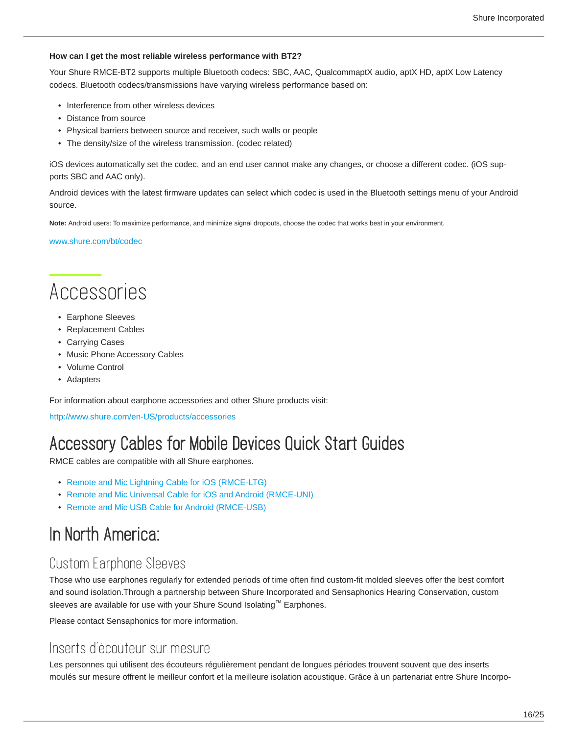**How can I get the most reliable wireless performance with BT2?**

Your Shure RMCE-BT2 supports multiple Bluetooth codecs: SBC, AAC, QualcommaptX audio, aptX HD, aptX Low Latency codecs. Bluetooth codecs/transmissions have varying wireless performance based on:

- Interference from other wireless devices
- Distance from source
- Physical barriers between source and receiver, such walls or people
- The density/size of the wireless transmission. (codec related)

iOS devices automatically set the codec, and an end user cannot make any changes, or choose a different codec. (iOS supports SBC and AAC only).

Android devices with the latest firmware updates can select which codec is used in the Bluetooth settings menu of your Android source.

**Note:** Android users: To maximize performance, and minimize signal dropouts, choose the codec that works best in your environment.

www.shure.com/bt/codec

# Accessories

- Earphone Sleeves
- Replacement Cables
- Carrying Cases
- Music Phone Accessory Cables
- Volume Control
- Adapters

For information about earphone accessories and other Shure products visit:

http://www.shure.com/en-US/products/accessories

## Accessory Cables for Mobile Devices Quick Start Guides

RMCE cables are compatible with all Shure earphones.

- Remote and Mic Lightning Cable for iOS (RMCE-LTG)
- Remote and Mic Universal Cable for iOS and Android (RMCE-UNI)
- Remote and Mic USB Cable for Android (RMCE-USB)

## In North America:

### Custom Earphone Sleeves

Those who use earphones regularly for extended periods of time often find custom-fit molded sleeves offer the best comfort and sound isolation.Through a partnership between Shure Incorporated and Sensaphonics Hearing Conservation, custom sleeves are available for use with your Shure Sound Isolating™ Earphones.

Please contact Sensaphonics for more information.

### Inserts d'écouteur sur mesure

Les personnes qui utilisent des écouteurs régulièrement pendant de longues périodes trouvent souvent que des inserts moulés sur mesure offrent le meilleur confort et la meilleure isolation acoustique. Grâce à un partenariat entre Shure Incorpo-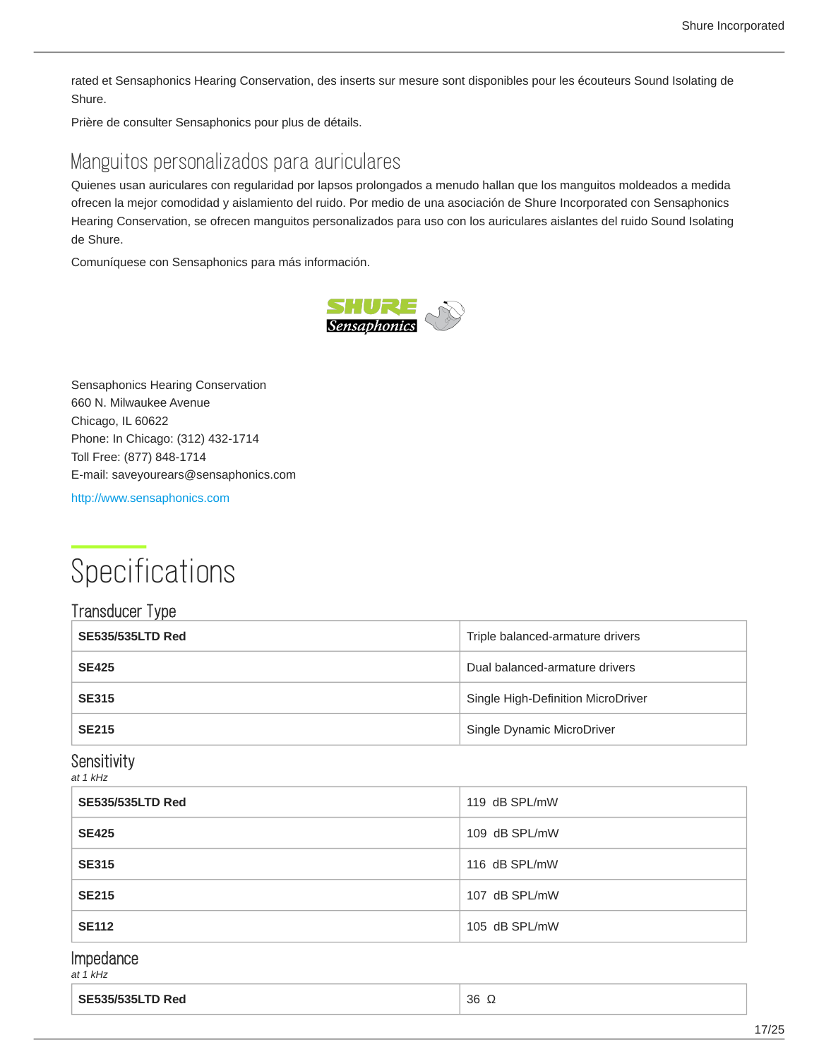rated et Sensaphonics Hearing Conservation, des inserts sur mesure sont disponibles pour les écouteurs Sound Isolating de Shure.

Prière de consulter Sensaphonics pour plus de détails.

## Manguitos personalizados para auriculares

Quienes usan auriculares con regularidad por lapsos prolongados a menudo hallan que los manguitos moldeados a medida ofrecen la mejor comodidad y aislamiento del ruido. Por medio de una asociación de Shure Incorporated con Sensaphonics Hearing Conservation, se ofrecen manguitos personalizados para uso con los auriculares aislantes del ruido Sound Isolating de Shure.

Comuníquese con Sensaphonics para más información.

Sensaphonics Hearing Conservation
660 N. Milwaukee Avenue
Chicago, IL 60622
Phone: In Chicago: (312) 432-1714
Toll Free: (877) 848-1714
E-mail: saveyourears@sensaphonics.com

http://www.sensaphonics.com

# Specifications

## Transducer Type

| | |
|---|---|
| **SE535/535LTD Red** | Triple balanced-armature drivers |
| **SE425** | Dual balanced-armature drivers |
| **SE315** | Single High-Definition MicroDriver |
| **SE215** | Single Dynamic MicroDriver |

## Sensitivity

*at 1 kHz*

| | |
|---|---|
| **SE535/535LTD Red** | 119 dB SPL/mW |
| **SE425** | 109 dB SPL/mW |
| **SE315** | 116 dB SPL/mW |
| **SE215** | 107 dB SPL/mW |
| **SE112** | 105 dB SPL/mW |

## Impedance

*at 1 kHz*

| | |
|---|---|
| **SE535/535LTD Red** | 36 Ω |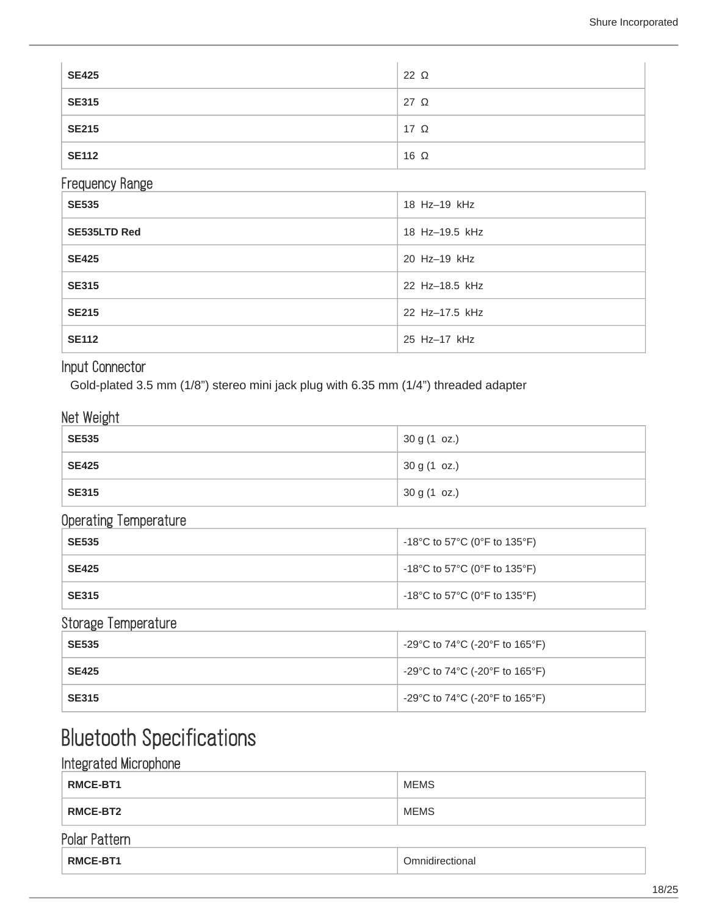| | |
|---|---|
| **SE425** | 22 Ω |
| **SE315** | 27 Ω |
| **SE215** | 17 Ω |
| **SE112** | 16 Ω |

### Frequency Range

| | |
|---|---|
| **SE535** | 18 Hz–19 kHz |
| **SE535LTD Red** | 18 Hz–19.5 kHz |
| **SE425** | 20 Hz–19 kHz |
| **SE315** | 22 Hz–18.5 kHz |
| **SE215** | 22 Hz–17.5 kHz |
| **SE112** | 25 Hz–17 kHz |

### Input Connector

Gold-plated 3.5 mm (1/8”) stereo mini jack plug with 6.35 mm (1/4”) threaded adapter

### Net Weight

| | |
|---|---|
| **SE535** | 30 g (1 oz.) |
| **SE425** | 30 g (1 oz.) |
| **SE315** | 30 g (1 oz.) |

### Operating Temperature

| | |
|---|---|
| **SE535** | -18°C to 57°C (0°F to 135°F) |
| **SE425** | -18°C to 57°C (0°F to 135°F) |
| **SE315** | -18°C to 57°C (0°F to 135°F) |

### Storage Temperature

| | |
|---|---|
| **SE535** | -29°C to 74°C (-20°F to 165°F) |
| **SE425** | -29°C to 74°C (-20°F to 165°F) |
| **SE315** | -29°C to 74°C (-20°F to 165°F) |

## Bluetooth Specifications

### Integrated Microphone

| | |
|---|---|
| **RMCE-BT1** | MEMS |
| **RMCE-BT2** | MEMS |

### Polar Pattern

| | |
|---|---|
| **RMCE-BT1** | Omnidirectional |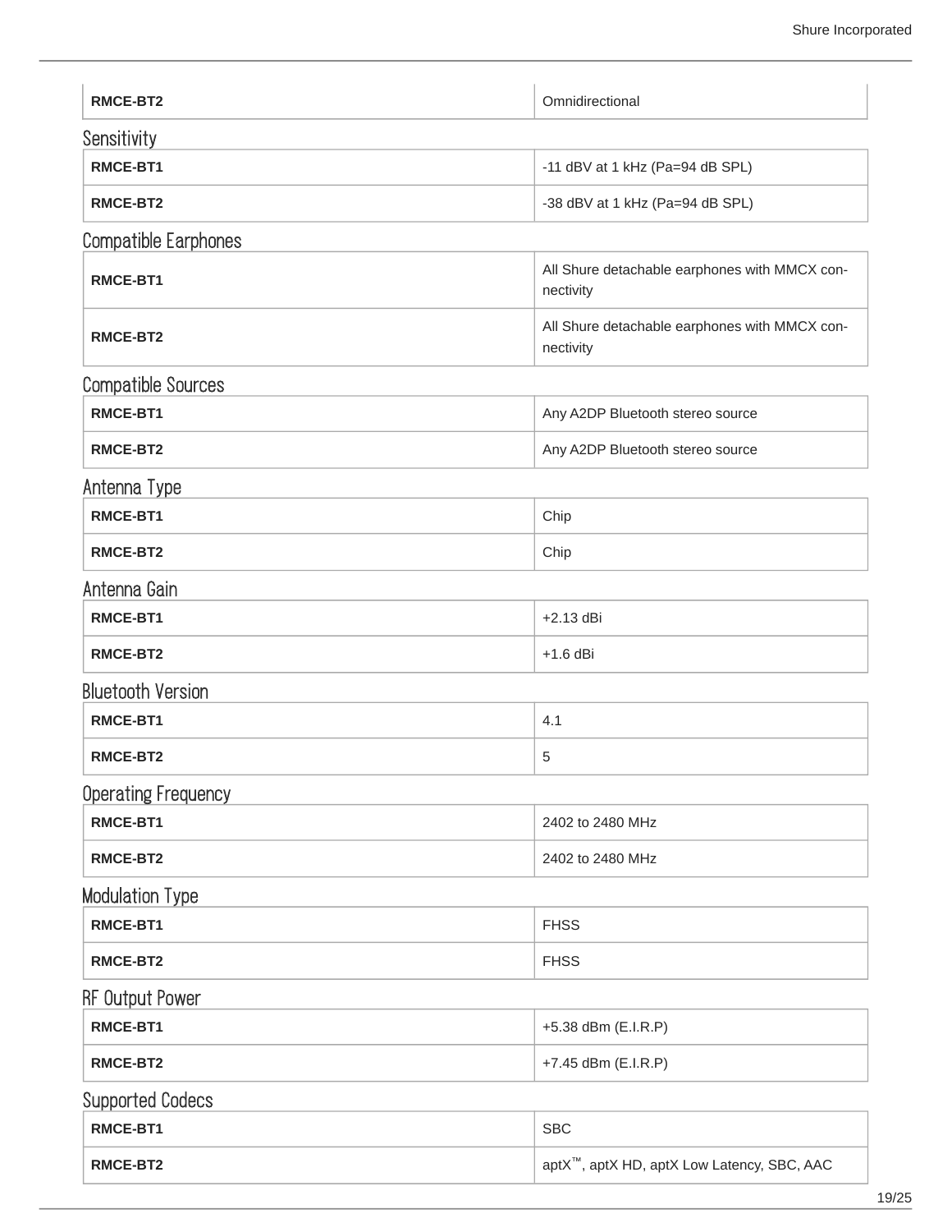| | |
|---|---|
| **RMCE-BT2** | Omnidirectional |

### Sensitivity

| | |
|---|---|
| **RMCE-BT1** | -11 dBV at 1 kHz (Pa=94 dB SPL) |
| **RMCE-BT2** | -38 dBV at 1 kHz (Pa=94 dB SPL) |

### Compatible Earphones

| | |
|---|---|
| **RMCE-BT1** | All Shure detachable earphones with MMCX connectivity |
| **RMCE-BT2** | All Shure detachable earphones with MMCX connectivity |

### Compatible Sources

| | |
|---|---|
| **RMCE-BT1** | Any A2DP Bluetooth stereo source |
| **RMCE-BT2** | Any A2DP Bluetooth stereo source |

### Antenna Type

| | |
|---|---|
| **RMCE-BT1** | Chip |
| **RMCE-BT2** | Chip |

### Antenna Gain

| | |
|---|---|
| **RMCE-BT1** | +2.13 dBi |
| **RMCE-BT2** | +1.6 dBi |

### Bluetooth Version

| | |
|---|---|
| **RMCE-BT1** | 4.1 |
| **RMCE-BT2** | 5 |

### Operating Frequency

| | |
|---|---|
| **RMCE-BT1** | 2402 to 2480 MHz |
| **RMCE-BT2** | 2402 to 2480 MHz |

### Modulation Type

| | |
|---|---|
| **RMCE-BT1** | FHSS |
| **RMCE-BT2** | FHSS |

### RF Output Power

| | |
|---|---|
| **RMCE-BT1** | +5.38 dBm (E.I.R.P) |
| **RMCE-BT2** | +7.45 dBm (E.I.R.P) |

### Supported Codecs

| | |
|---|---|
| **RMCE-BT1** | SBC |
| **RMCE-BT2** | aptX™, aptX HD, aptX Low Latency, SBC, AAC |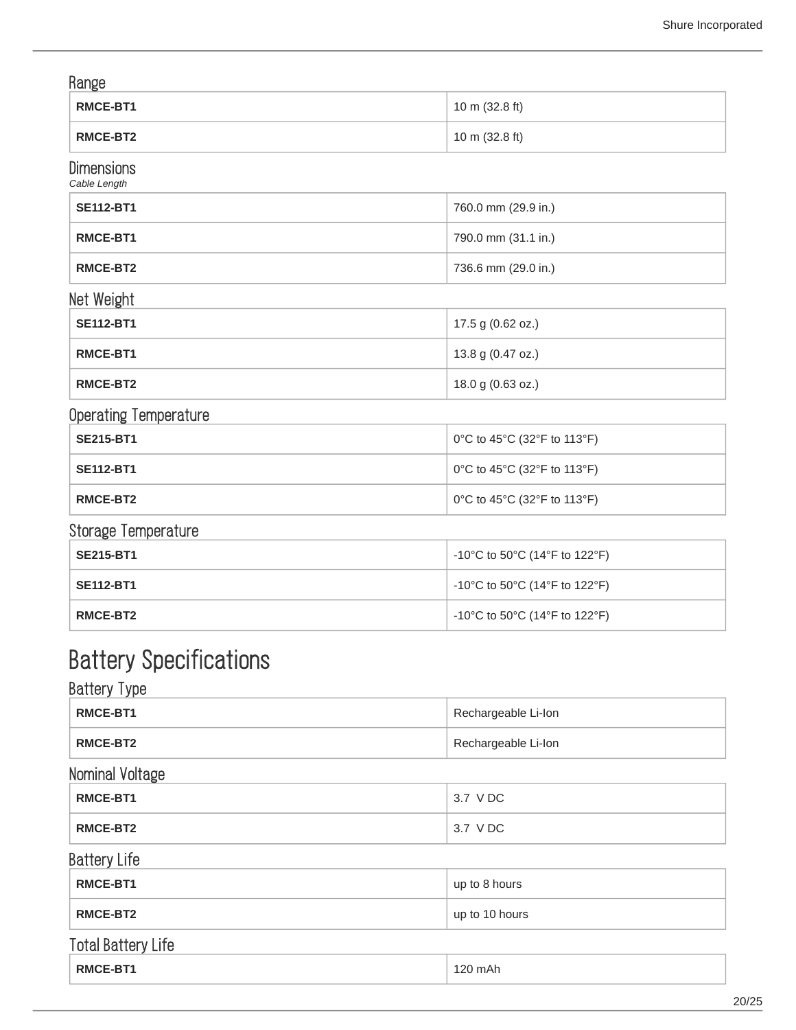### Range

| | |
|---|---|
| **RMCE-BT1** | 10 m (32.8 ft) |
| **RMCE-BT2** | 10 m (32.8 ft) |

### Dimensions

*Cable Length*

| | |
|---|---|
| **SE112-BT1** | 760.0 mm (29.9 in.) |
| **RMCE-BT1** | 790.0 mm (31.1 in.) |
| **RMCE-BT2** | 736.6 mm (29.0 in.) |

### Net Weight

| | |
|---|---|
| **SE112-BT1** | 17.5 g (0.62 oz.) |
| **RMCE-BT1** | 13.8 g (0.47 oz.) |
| **RMCE-BT2** | 18.0 g (0.63 oz.) |

### Operating Temperature

| | |
|---|---|
| **SE215-BT1** | 0°C to 45°C (32°F to 113°F) |
| **SE112-BT1** | 0°C to 45°C (32°F to 113°F) |
| **RMCE-BT2** | 0°C to 45°C (32°F to 113°F) |

### Storage Temperature

| | |
|---|---|
| **SE215-BT1** | -10°C to 50°C (14°F to 122°F) |
| **SE112-BT1** | -10°C to 50°C (14°F to 122°F) |
| **RMCE-BT2** | -10°C to 50°C (14°F to 122°F) |

## Battery Specifications

### Battery Type

| | |
|---|---|
| **RMCE-BT1** | Rechargeable Li-Ion |
| **RMCE-BT2** | Rechargeable Li-Ion |

### Nominal Voltage

| | |
|---|---|
| **RMCE-BT1** | 3.7 V DC |
| **RMCE-BT2** | 3.7 V DC |

### Battery Life

| | |
|---|---|
| **RMCE-BT1** | up to 8 hours |
| **RMCE-BT2** | up to 10 hours |

### Total Battery Life

| | |
|---|---|
| **RMCE-BT1** | 120 mAh |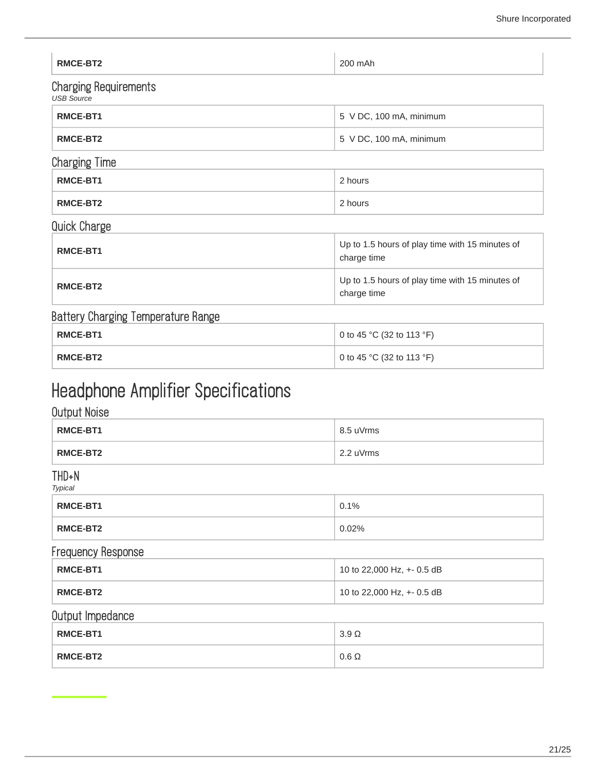| | |
|---|---|
| **RMCE-BT2** | 200 mAh |

### Charging Requirements

*USB Source*

| | |
|---|---|
| **RMCE-BT1** | 5 V DC, 100 mA, minimum |
| **RMCE-BT2** | 5 V DC, 100 mA, minimum |

### Charging Time

| | |
|---|---|
| **RMCE-BT1** | 2 hours |
| **RMCE-BT2** | 2 hours |

### Quick Charge

| | |
|---|---|
| **RMCE-BT1** | Up to 1.5 hours of play time with 15 minutes of charge time |
| **RMCE-BT2** | Up to 1.5 hours of play time with 15 minutes of charge time |

### Battery Charging Temperature Range

| | |
|---|---|
| **RMCE-BT1** | 0 to 45 °C (32 to 113 °F) |
| **RMCE-BT2** | 0 to 45 °C (32 to 113 °F) |

## Headphone Amplifier Specifications

### Output Noise

| | |
|---|---|
| **RMCE-BT1** | 8.5 uVrms |
| **RMCE-BT2** | 2.2 uVrms |

### THD+N

*Typical*

| | |
|---|---|
| **RMCE-BT1** | 0.1% |
| **RMCE-BT2** | 0.02% |

### Frequency Response

| | |
|---|---|
| **RMCE-BT1** | 10 to 22,000 Hz, +- 0.5 dB |
| **RMCE-BT2** | 10 to 22,000 Hz, +- 0.5 dB |

### Output Impedance

| | |
|---|---|
| **RMCE-BT1** | 3.9 Ω |
| **RMCE-BT2** | 0.6 Ω |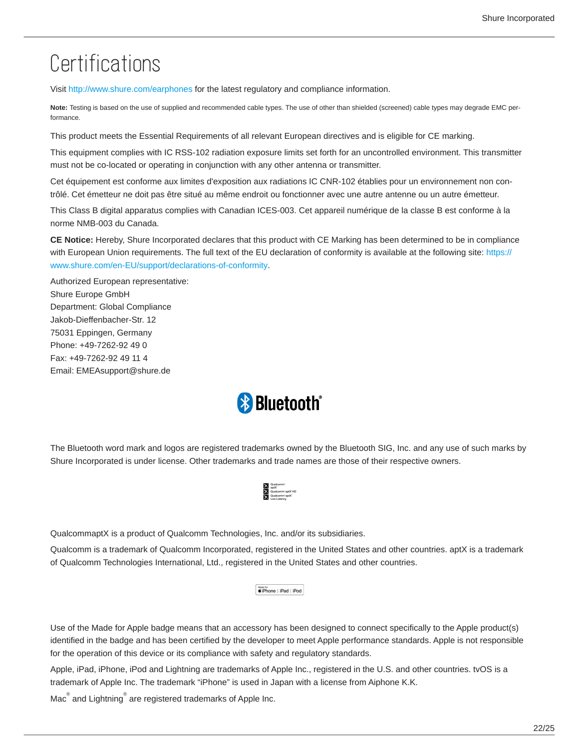# Certifications

Visit http://www.shure.com/earphones for the latest regulatory and compliance information.

**Note:** Testing is based on the use of supplied and recommended cable types. The use of other than shielded (screened) cable types may degrade EMC performance.

This product meets the Essential Requirements of all relevant European directives and is eligible for CE marking.

This equipment complies with IC RSS-102 radiation exposure limits set forth for an uncontrolled environment. This transmitter must not be co-located or operating in conjunction with any other antenna or transmitter.

Cet équipement est conforme aux limites d'exposition aux radiations IC CNR-102 établies pour un environnement non contrôlé. Cet émetteur ne doit pas être situé au même endroit ou fonctionner avec une autre antenne ou un autre émetteur.

This Class B digital apparatus complies with Canadian ICES-003. Cet appareil numérique de la classe B est conforme à la norme NMB-003 du Canada.

**CE Notice:** Hereby, Shure Incorporated declares that this product with CE Marking has been determined to be in compliance with European Union requirements. The full text of the EU declaration of conformity is available at the following site: https://www.shure.com/en-EU/support/declarations-of-conformity.

Authorized European representative:
Shure Europe GmbH
Department: Global Compliance
Jakob-Dieffenbacher-Str. 12
75031 Eppingen, Germany
Phone: +49-7262-92 49 0
Fax: +49-7262-92 49 11 4
Email: EMEAsupport@shure.de

The Bluetooth word mark and logos are registered trademarks owned by the Bluetooth SIG, Inc. and any use of such marks by Shure Incorporated is under license. Other trademarks and trade names are those of their respective owners.

QualcommaptX is a product of Qualcomm Technologies, Inc. and/or its subsidiaries.

Qualcomm is a trademark of Qualcomm Incorporated, registered in the United States and other countries. aptX is a trademark of Qualcomm Technologies International, Ltd., registered in the United States and other countries.

Use of the Made for Apple badge means that an accessory has been designed to connect specifically to the Apple product(s) identified in the badge and has been certified by the developer to meet Apple performance standards. Apple is not responsible for the operation of this device or its compliance with safety and regulatory standards.

Apple, iPad, iPhone, iPod and Lightning are trademarks of Apple Inc., registered in the U.S. and other countries. tvOS is a trademark of Apple Inc. The trademark "iPhone" is used in Japan with a license from Aiphone K.K.

Mac® and Lightning® are registered trademarks of Apple Inc.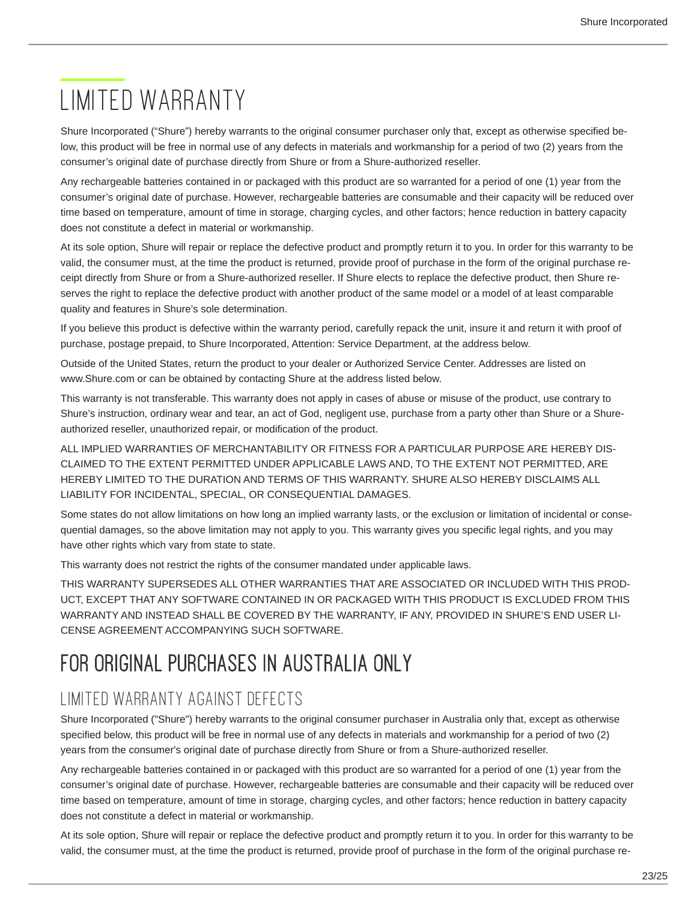# LIMITED WARRANTY

Shure Incorporated ("Shure") hereby warrants to the original consumer purchaser only that, except as otherwise specified below, this product will be free in normal use of any defects in materials and workmanship for a period of two (2) years from the consumer's original date of purchase directly from Shure or from a Shure-authorized reseller.

Any rechargeable batteries contained in or packaged with this product are so warranted for a period of one (1) year from the consumer's original date of purchase. However, rechargeable batteries are consumable and their capacity will be reduced over time based on temperature, amount of time in storage, charging cycles, and other factors; hence reduction in battery capacity does not constitute a defect in material or workmanship.

At its sole option, Shure will repair or replace the defective product and promptly return it to you. In order for this warranty to be valid, the consumer must, at the time the product is returned, provide proof of purchase in the form of the original purchase receipt directly from Shure or from a Shure-authorized reseller. If Shure elects to replace the defective product, then Shure reserves the right to replace the defective product with another product of the same model or a model of at least comparable quality and features in Shure's sole determination.

If you believe this product is defective within the warranty period, carefully repack the unit, insure it and return it with proof of purchase, postage prepaid, to Shure Incorporated, Attention: Service Department, at the address below.

Outside of the United States, return the product to your dealer or Authorized Service Center. Addresses are listed on www.Shure.com or can be obtained by contacting Shure at the address listed below.

This warranty is not transferable. This warranty does not apply in cases of abuse or misuse of the product, use contrary to Shure's instruction, ordinary wear and tear, an act of God, negligent use, purchase from a party other than Shure or a Shure-authorized reseller, unauthorized repair, or modification of the product.

ALL IMPLIED WARRANTIES OF MERCHANTABILITY OR FITNESS FOR A PARTICULAR PURPOSE ARE HEREBY DISCLAIMED TO THE EXTENT PERMITTED UNDER APPLICABLE LAWS AND, TO THE EXTENT NOT PERMITTED, ARE HEREBY LIMITED TO THE DURATION AND TERMS OF THIS WARRANTY. SHURE ALSO HEREBY DISCLAIMS ALL LIABILITY FOR INCIDENTAL, SPECIAL, OR CONSEQUENTIAL DAMAGES.

Some states do not allow limitations on how long an implied warranty lasts, or the exclusion or limitation of incidental or consequential damages, so the above limitation may not apply to you. This warranty gives you specific legal rights, and you may have other rights which vary from state to state.

This warranty does not restrict the rights of the consumer mandated under applicable laws.

THIS WARRANTY SUPERSEDES ALL OTHER WARRANTIES THAT ARE ASSOCIATED OR INCLUDED WITH THIS PRODUCT, EXCEPT THAT ANY SOFTWARE CONTAINED IN OR PACKAGED WITH THIS PRODUCT IS EXCLUDED FROM THIS WARRANTY AND INSTEAD SHALL BE COVERED BY THE WARRANTY, IF ANY, PROVIDED IN SHURE'S END USER LICENSE AGREEMENT ACCOMPANYING SUCH SOFTWARE.

## FOR ORIGINAL PURCHASES IN AUSTRALIA ONLY

### LIMITED WARRANTY AGAINST DEFECTS

Shure Incorporated ("Shure") hereby warrants to the original consumer purchaser in Australia only that, except as otherwise specified below, this product will be free in normal use of any defects in materials and workmanship for a period of two (2) years from the consumer's original date of purchase directly from Shure or from a Shure-authorized reseller.

Any rechargeable batteries contained in or packaged with this product are so warranted for a period of one (1) year from the consumer's original date of purchase. However, rechargeable batteries are consumable and their capacity will be reduced over time based on temperature, amount of time in storage, charging cycles, and other factors; hence reduction in battery capacity does not constitute a defect in material or workmanship.

At its sole option, Shure will repair or replace the defective product and promptly return it to you. In order for this warranty to be valid, the consumer must, at the time the product is returned, provide proof of purchase in the form of the original purchase re-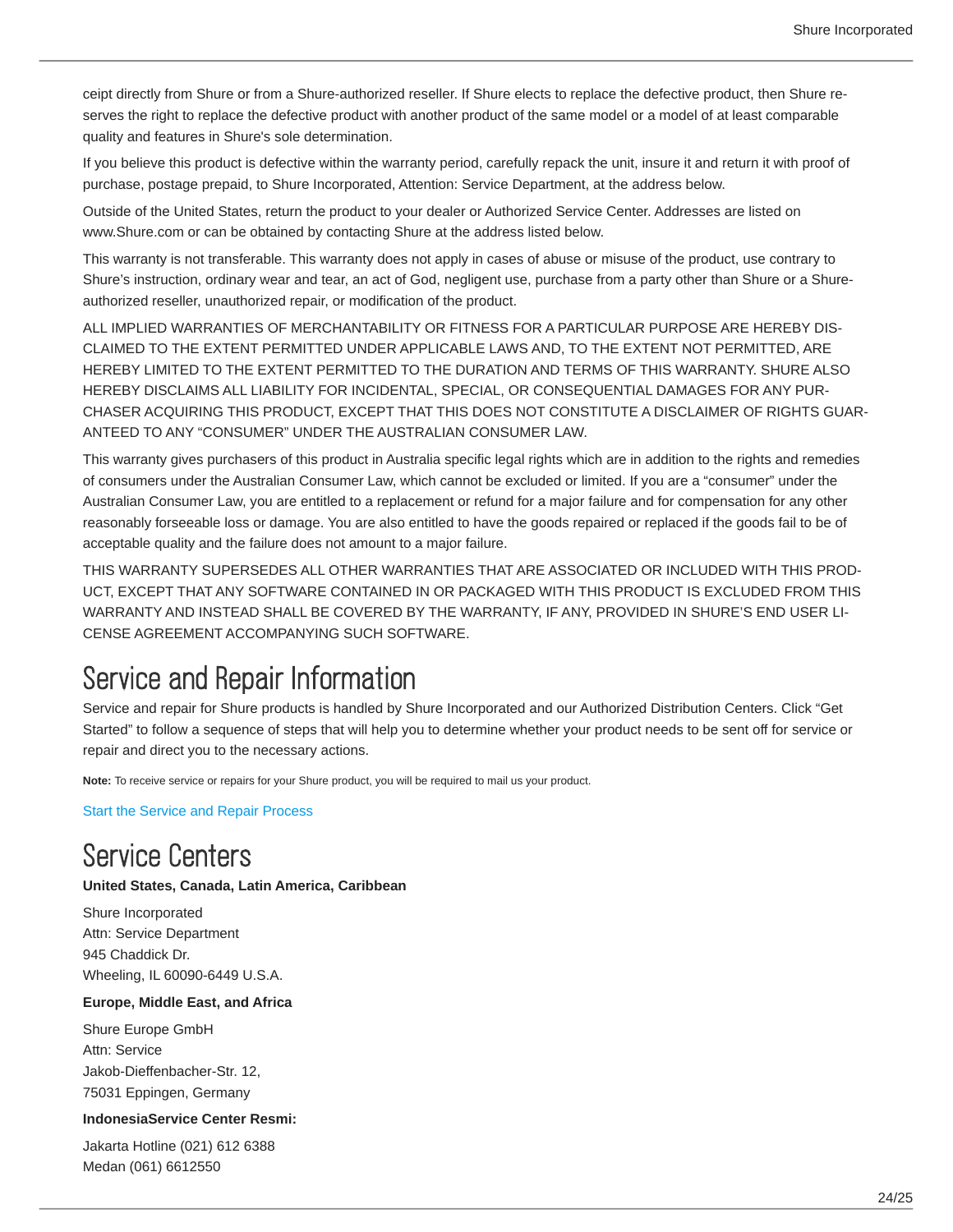ceipt directly from Shure or from a Shure-authorized reseller. If Shure elects to replace the defective product, then Shure reserves the right to replace the defective product with another product of the same model or a model of at least comparable quality and features in Shure's sole determination.

If you believe this product is defective within the warranty period, carefully repack the unit, insure it and return it with proof of purchase, postage prepaid, to Shure Incorporated, Attention: Service Department, at the address below.

Outside of the United States, return the product to your dealer or Authorized Service Center. Addresses are listed on www.Shure.com or can be obtained by contacting Shure at the address listed below.

This warranty is not transferable. This warranty does not apply in cases of abuse or misuse of the product, use contrary to Shure's instruction, ordinary wear and tear, an act of God, negligent use, purchase from a party other than Shure or a Shure-authorized reseller, unauthorized repair, or modification of the product.

ALL IMPLIED WARRANTIES OF MERCHANTABILITY OR FITNESS FOR A PARTICULAR PURPOSE ARE HEREBY DISCLAIMED TO THE EXTENT PERMITTED UNDER APPLICABLE LAWS AND, TO THE EXTENT NOT PERMITTED, ARE HEREBY LIMITED TO THE EXTENT PERMITTED TO THE DURATION AND TERMS OF THIS WARRANTY. SHURE ALSO HEREBY DISCLAIMS ALL LIABILITY FOR INCIDENTAL, SPECIAL, OR CONSEQUENTIAL DAMAGES FOR ANY PURCHASER ACQUIRING THIS PRODUCT, EXCEPT THAT THIS DOES NOT CONSTITUTE A DISCLAIMER OF RIGHTS GUARANTEED TO ANY "CONSUMER" UNDER THE AUSTRALIAN CONSUMER LAW.

This warranty gives purchasers of this product in Australia specific legal rights which are in addition to the rights and remedies of consumers under the Australian Consumer Law, which cannot be excluded or limited. If you are a "consumer" under the Australian Consumer Law, you are entitled to a replacement or refund for a major failure and for compensation for any other reasonably forseeable loss or damage. You are also entitled to have the goods repaired or replaced if the goods fail to be of acceptable quality and the failure does not amount to a major failure.

THIS WARRANTY SUPERSEDES ALL OTHER WARRANTIES THAT ARE ASSOCIATED OR INCLUDED WITH THIS PRODUCT, EXCEPT THAT ANY SOFTWARE CONTAINED IN OR PACKAGED WITH THIS PRODUCT IS EXCLUDED FROM THIS WARRANTY AND INSTEAD SHALL BE COVERED BY THE WARRANTY, IF ANY, PROVIDED IN SHURE'S END USER LICENSE AGREEMENT ACCOMPANYING SUCH SOFTWARE.

# Service and Repair Information

Service and repair for Shure products is handled by Shure Incorporated and our Authorized Distribution Centers. Click "Get Started" to follow a sequence of steps that will help you to determine whether your product needs to be sent off for service or repair and direct you to the necessary actions.

**Note:** To receive service or repairs for your Shure product, you will be required to mail us your product.

Start the Service and Repair Process

# Service Centers

**United States, Canada, Latin America, Caribbean**

Shure Incorporated
Attn: Service Department
945 Chaddick Dr.
Wheeling, IL 60090-6449 U.S.A.

**Europe, Middle East, and Africa**

Shure Europe GmbH
Attn: Service
Jakob-Dieffenbacher-Str. 12,
75031 Eppingen, Germany

**IndonesiaService Center Resmi:**

Jakarta Hotline (021) 612 6388
Medan (061) 6612550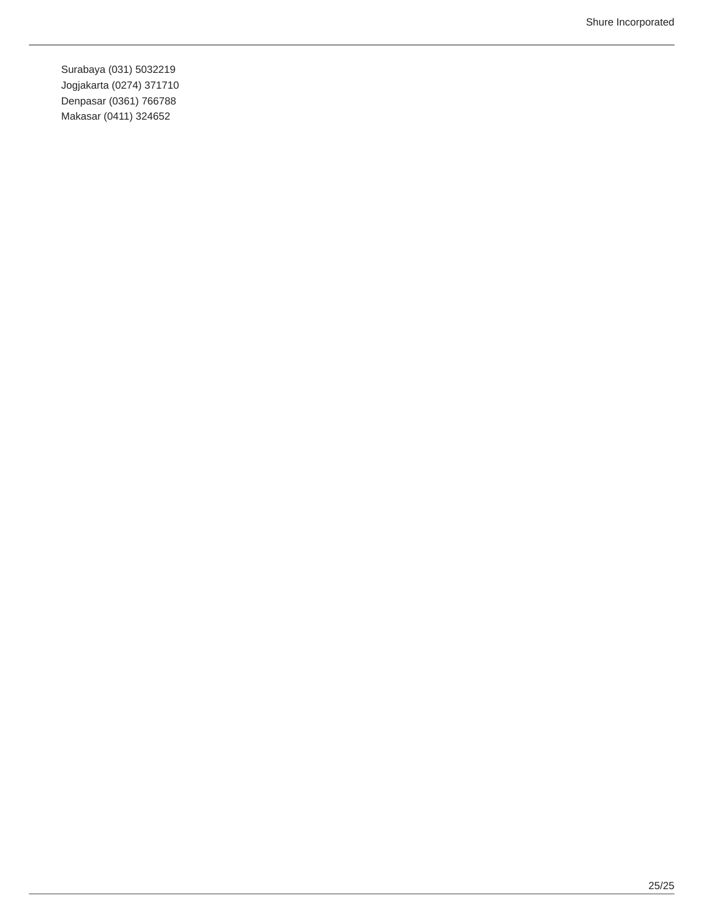Surabaya (031) 5032219
Jogjakarta (0274) 371710
Denpasar (0361) 766788
Makasar (0411) 324652